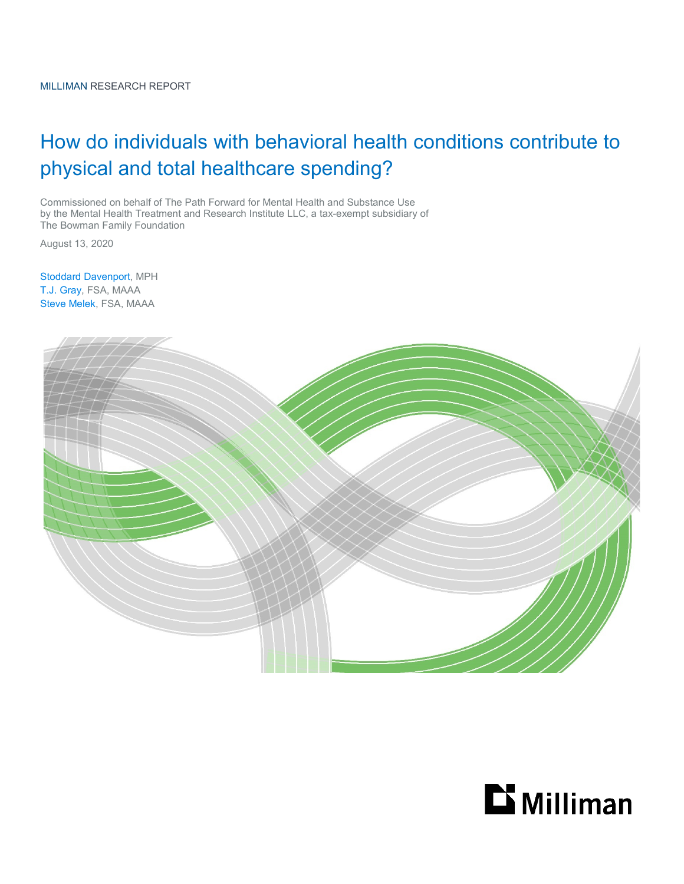MILLIMAN RESEARCH REPORT

# How do individuals with behavioral health conditions contribute to physical and total healthcare spending?

Commissioned on behalf of The Path Forward for Mental Health and Substance Use by the Mental Health Treatment and Research Institute LLC, a tax-exempt subsidiary of The Bowman Family Foundation

August 13, 2020

Stoddard Davenport, MPH
T.J. Gray, FSA, MAAA
Steve Melek, FSA, MAAA

Milliman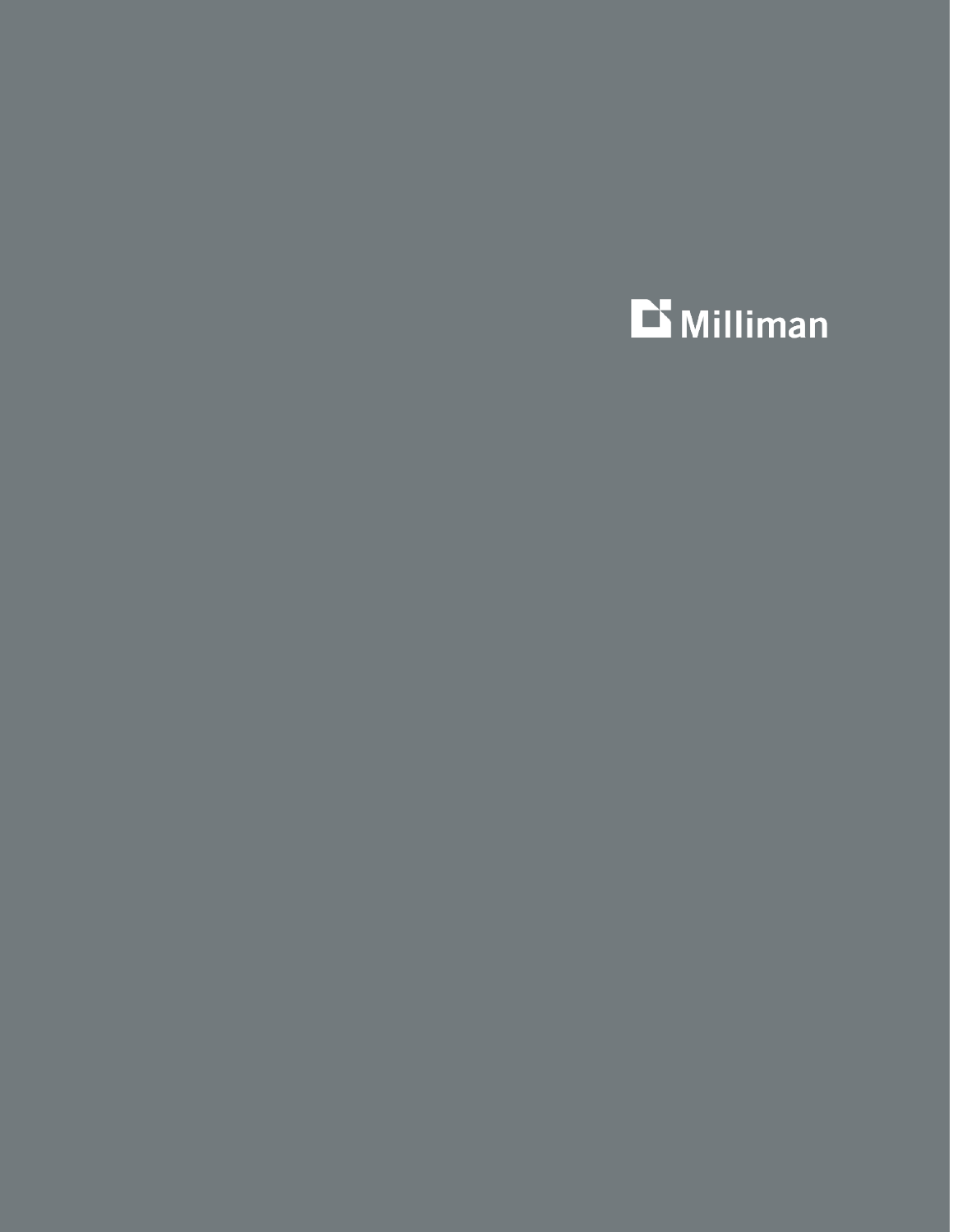Milliman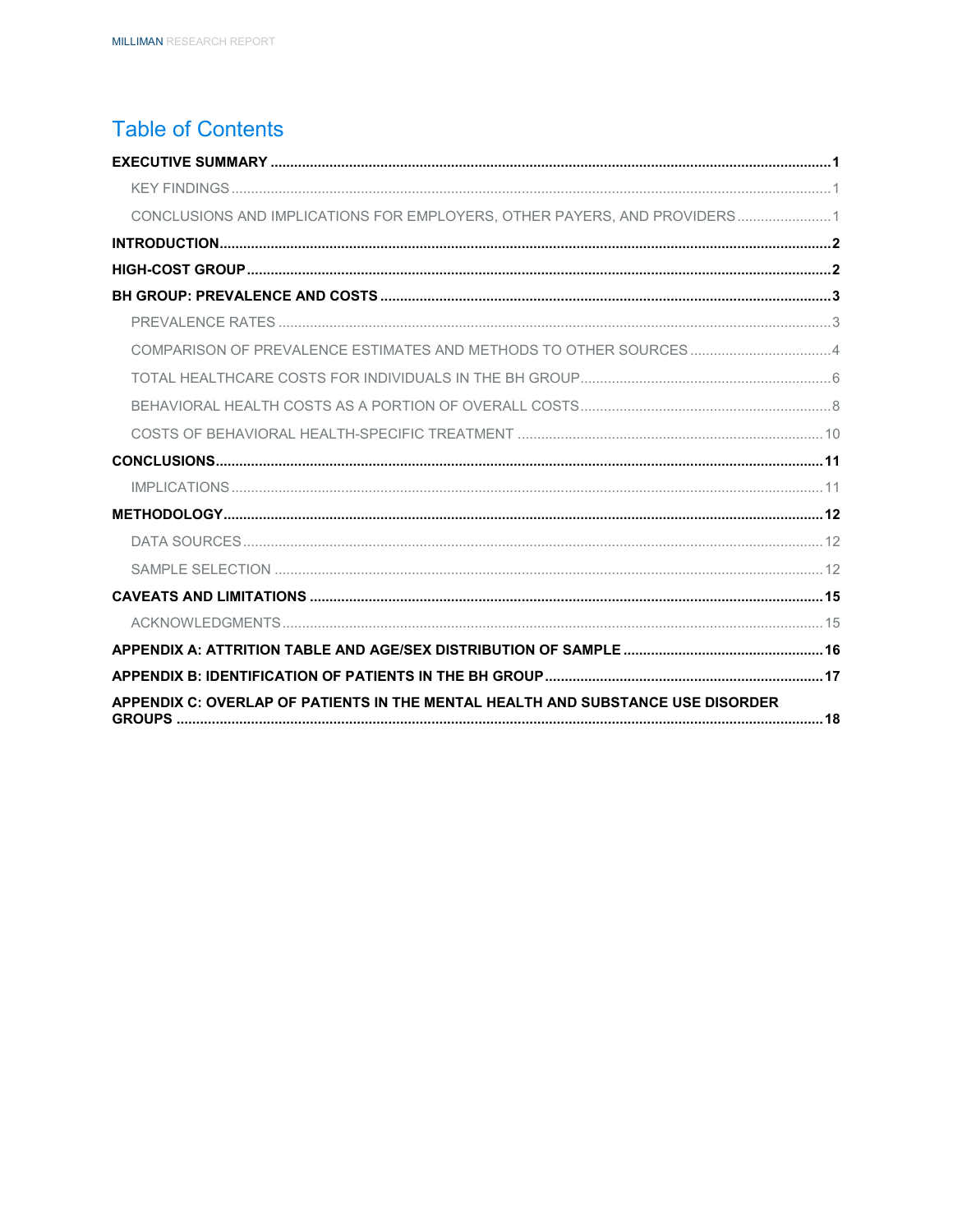# Table of Contents

**EXECUTIVE SUMMARY** ..... 1

- KEY FINDINGS ..... 1
- CONCLUSIONS AND IMPLICATIONS FOR EMPLOYERS, OTHER PAYERS, AND PROVIDERS ..... 1

**INTRODUCTION** ..... 2

**HIGH-COST GROUP** ..... 2

**BH GROUP: PREVALENCE AND COSTS** ..... 3

- PREVALENCE RATES ..... 3
- COMPARISON OF PREVALENCE ESTIMATES AND METHODS TO OTHER SOURCES ..... 4
- TOTAL HEALTHCARE COSTS FOR INDIVIDUALS IN THE BH GROUP ..... 6
- BEHAVIORAL HEALTH COSTS AS A PORTION OF OVERALL COSTS ..... 8
- COSTS OF BEHAVIORAL HEALTH-SPECIFIC TREATMENT ..... 10

**CONCLUSIONS** ..... 11

- IMPLICATIONS ..... 11

**METHODOLOGY** ..... 12

- DATA SOURCES ..... 12
- SAMPLE SELECTION ..... 12

**CAVEATS AND LIMITATIONS** ..... 15

- ACKNOWLEDGMENTS ..... 15

**APPENDIX A: ATTRITION TABLE AND AGE/SEX DISTRIBUTION OF SAMPLE** ..... 16

**APPENDIX B: IDENTIFICATION OF PATIENTS IN THE BH GROUP** ..... 17

**APPENDIX C: OVERLAP OF PATIENTS IN THE MENTAL HEALTH AND SUBSTANCE USE DISORDER GROUPS** ..... 18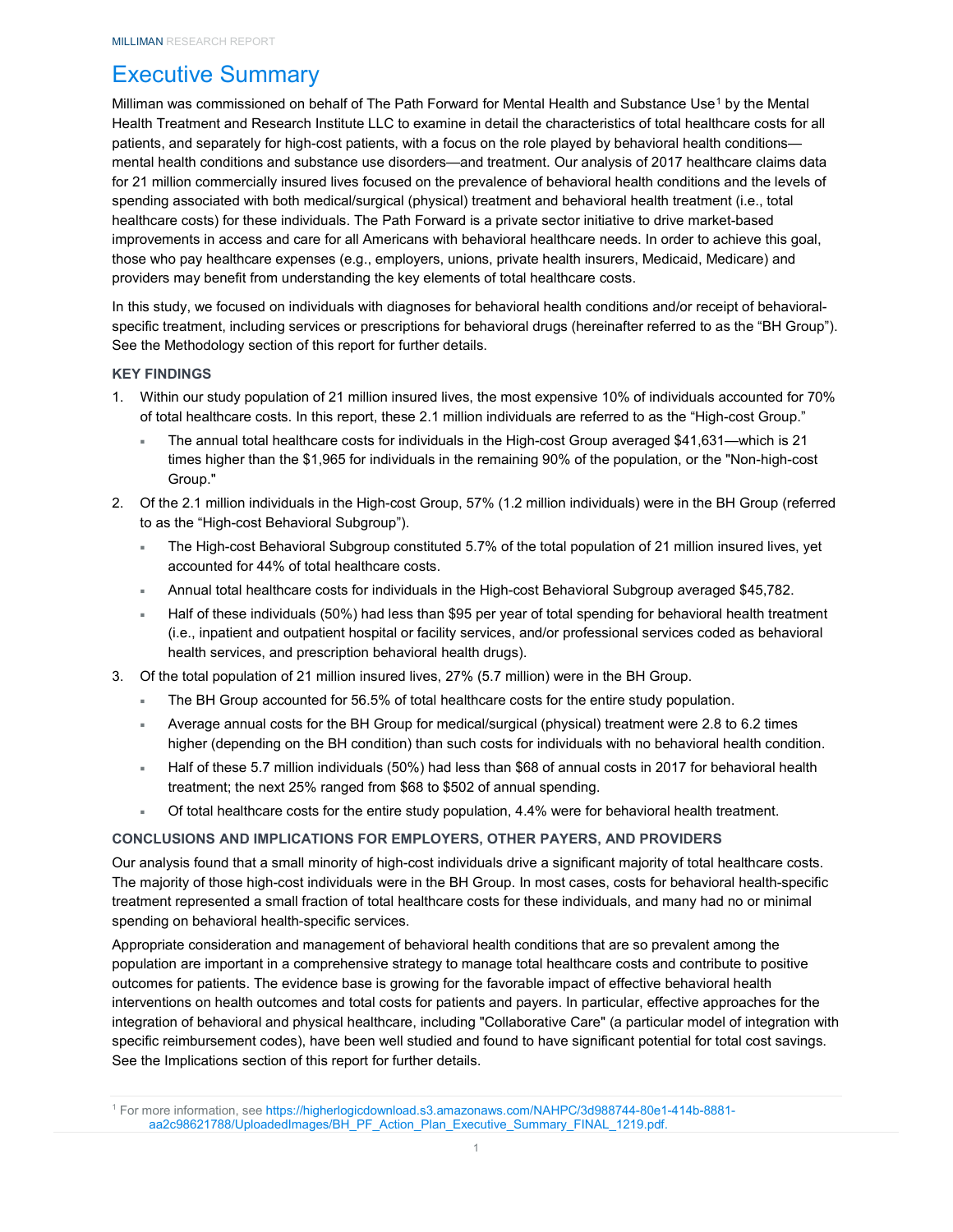# Executive Summary

Milliman was commissioned on behalf of The Path Forward for Mental Health and Substance Use[1] by the Mental Health Treatment and Research Institute LLC to examine in detail the characteristics of total healthcare costs for all patients, and separately for high-cost patients, with a focus on the role played by behavioral health conditions—mental health conditions and substance use disorders—and treatment. Our analysis of 2017 healthcare claims data for 21 million commercially insured lives focused on the prevalence of behavioral health conditions and the levels of spending associated with both medical/surgical (physical) treatment and behavioral health treatment (i.e., total healthcare costs) for these individuals. The Path Forward is a private sector initiative to drive market-based improvements in access and care for all Americans with behavioral healthcare needs. In order to achieve this goal, those who pay healthcare expenses (e.g., employers, unions, private health insurers, Medicaid, Medicare) and providers may benefit from understanding the key elements of total healthcare costs.

In this study, we focused on individuals with diagnoses for behavioral health conditions and/or receipt of behavioral-specific treatment, including services or prescriptions for behavioral drugs (hereinafter referred to as the "BH Group"). See the Methodology section of this report for further details.

### KEY FINDINGS

1. Within our study population of 21 million insured lives, the most expensive 10% of individuals accounted for 70% of total healthcare costs. In this report, these 2.1 million individuals are referred to as the "High-cost Group."
   - The annual total healthcare costs for individuals in the High-cost Group averaged $41,631—which is 21 times higher than the $1,965 for individuals in the remaining 90% of the population, or the "Non-high-cost Group."
2. Of the 2.1 million individuals in the High-cost Group, 57% (1.2 million individuals) were in the BH Group (referred to as the "High-cost Behavioral Subgroup").
   - The High-cost Behavioral Subgroup constituted 5.7% of the total population of 21 million insured lives, yet accounted for 44% of total healthcare costs.
   - Annual total healthcare costs for individuals in the High-cost Behavioral Subgroup averaged $45,782.
   - Half of these individuals (50%) had less than $95 per year of total spending for behavioral health treatment (i.e., inpatient and outpatient hospital or facility services, and/or professional services coded as behavioral health services, and prescription behavioral health drugs).
3. Of the total population of 21 million insured lives, 27% (5.7 million) were in the BH Group.
   - The BH Group accounted for 56.5% of total healthcare costs for the entire study population.
   - Average annual costs for the BH Group for medical/surgical (physical) treatment were 2.8 to 6.2 times higher (depending on the BH condition) than such costs for individuals with no behavioral health condition.
   - Half of these 5.7 million individuals (50%) had less than $68 of annual costs in 2017 for behavioral health treatment; the next 25% ranged from $68 to $502 of annual spending.
   - Of total healthcare costs for the entire study population, 4.4% were for behavioral health treatment.

### CONCLUSIONS AND IMPLICATIONS FOR EMPLOYERS, OTHER PAYERS, AND PROVIDERS

Our analysis found that a small minority of high-cost individuals drive a significant majority of total healthcare costs. The majority of those high-cost individuals were in the BH Group. In most cases, costs for behavioral health-specific treatment represented a small fraction of total healthcare costs for these individuals, and many had no or minimal spending on behavioral health-specific services.

Appropriate consideration and management of behavioral health conditions that are so prevalent among the population are important in a comprehensive strategy to manage total healthcare costs and contribute to positive outcomes for patients. The evidence base is growing for the favorable impact of effective behavioral health interventions on health outcomes and total costs for patients and payers. In particular, effective approaches for the integration of behavioral and physical healthcare, including "Collaborative Care" (a particular model of integration with specific reimbursement codes), have been well studied and found to have significant potential for total cost savings. See the Implications section of this report for further details.

[1] For more information, see https://higherlogicdownload.s3.amazonaws.com/NAHPC/3d988744-80e1-414b-8881-aa2c98621788/UploadedImages/BH_PF_Action_Plan_Executive_Summary_FINAL_1219.pdf.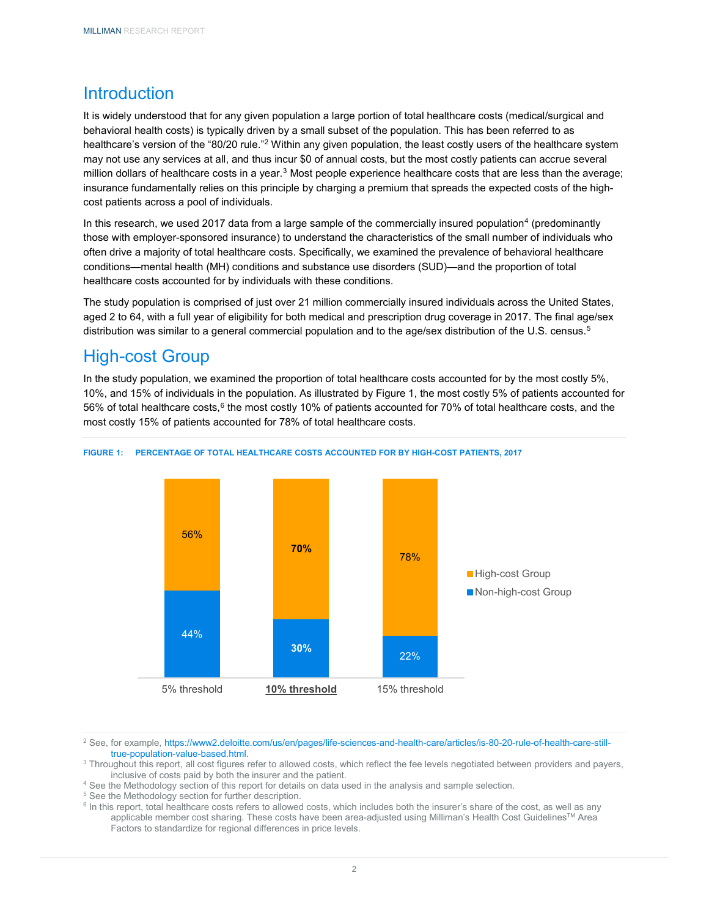## Introduction

It is widely understood that for any given population a large portion of total healthcare costs (medical/surgical and behavioral health costs) is typically driven by a small subset of the population. This has been referred to as healthcare's version of the "80/20 rule."[2] Within any given population, the least costly users of the healthcare system may not use any services at all, and thus incur $0 of annual costs, but the most costly patients can accrue several million dollars of healthcare costs in a year.[3] Most people experience healthcare costs that are less than the average; insurance fundamentally relies on this principle by charging a premium that spreads the expected costs of the high-cost patients across a pool of individuals.

In this research, we used 2017 data from a large sample of the commercially insured population[4] (predominantly those with employer-sponsored insurance) to understand the characteristics of the small number of individuals who often drive a majority of total healthcare costs. Specifically, we examined the prevalence of behavioral healthcare conditions—mental health (MH) conditions and substance use disorders (SUD)—and the proportion of total healthcare costs accounted for by individuals with these conditions.

The study population is comprised of just over 21 million commercially insured individuals across the United States, aged 2 to 64, with a full year of eligibility for both medical and prescription drug coverage in 2017. The final age/sex distribution was similar to a general commercial population and to the age/sex distribution of the U.S. census.[5]

## High-cost Group

In the study population, we examined the proportion of total healthcare costs accounted for by the most costly 5%, 10%, and 15% of individuals in the population. As illustrated by Figure 1, the most costly 5% of patients accounted for 56% of total healthcare costs,[6] the most costly 10% of patients accounted for 70% of total healthcare costs, and the most costly 15% of patients accounted for 78% of total healthcare costs.

**FIGURE 1: PERCENTAGE OF TOTAL HEALTHCARE COSTS ACCOUNTED FOR BY HIGH-COST PATIENTS, 2017**

| | 5% threshold | **10% threshold** | 15% threshold |
|---|---|---|---|
| High-cost Group | 56% | **70%** | 78% |
| Non-high-cost Group | 44% | **30%** | 22% |

[2] See, for example, https://www2.deloitte.com/us/en/pages/life-sciences-and-health-care/articles/is-80-20-rule-of-health-care-still-true-population-value-based.html.

[3] Throughout this report, all cost figures refer to allowed costs, which reflect the fee levels negotiated between providers and payers, inclusive of costs paid by both the insurer and the patient.

[4] See the Methodology section of this report for details on data used in the analysis and sample selection.

[5] See the Methodology section for further description.

[6] In this report, total healthcare costs refers to allowed costs, which includes both the insurer's share of the cost, as well as any applicable member cost sharing. These costs have been area-adjusted using Milliman's Health Cost Guidelines™ Area Factors to standardize for regional differences in price levels.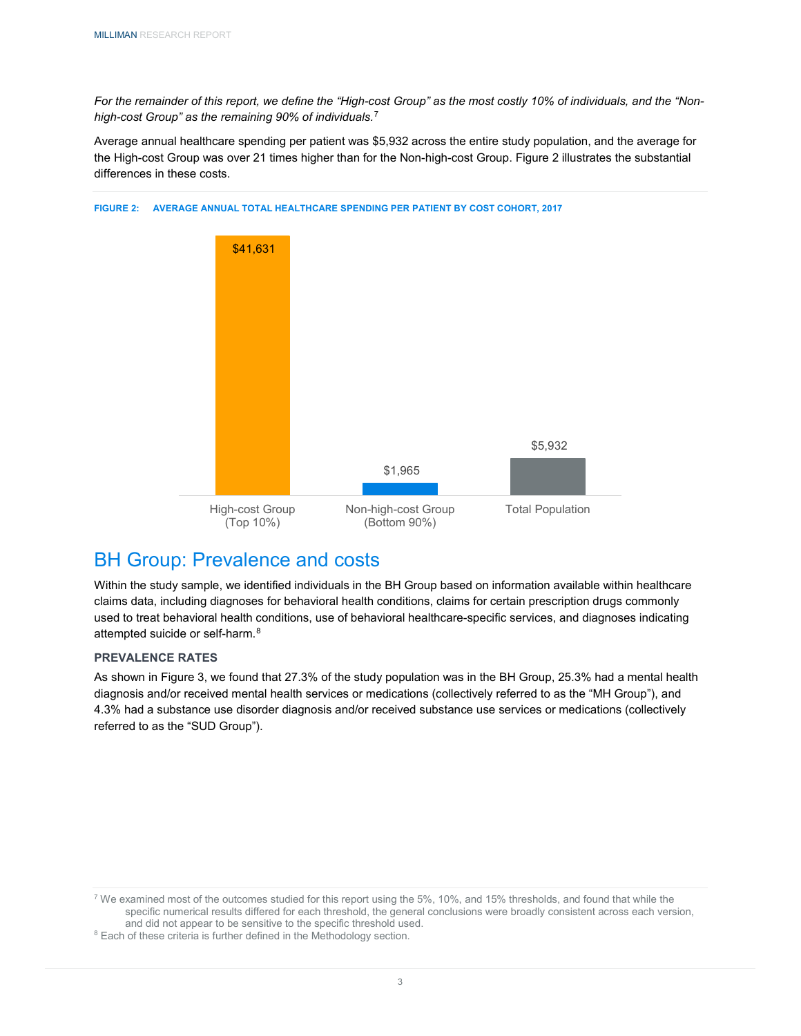*For the remainder of this report, we define the "High-cost Group" as the most costly 10% of individuals, and the "Non-high-cost Group" as the remaining 90% of individuals.*[7]

Average annual healthcare spending per patient was $5,932 across the entire study population, and the average for the High-cost Group was over 21 times higher than for the Non-high-cost Group. Figure 2 illustrates the substantial differences in these costs.

**FIGURE 2: AVERAGE ANNUAL TOTAL HEALTHCARE SPENDING PER PATIENT BY COST COHORT, 2017**

| Cost Cohort | Average Annual Spending |
|---|---|
| High-cost Group (Top 10%) | $41,631 |
| Non-high-cost Group (Bottom 90%) | $1,965 |
| Total Population | $5,932 |

## BH Group: Prevalence and costs

Within the study sample, we identified individuals in the BH Group based on information available within healthcare claims data, including diagnoses for behavioral health conditions, claims for certain prescription drugs commonly used to treat behavioral health conditions, use of behavioral healthcare-specific services, and diagnoses indicating attempted suicide or self-harm.[8]

### PREVALENCE RATES

As shown in Figure 3, we found that 27.3% of the study population was in the BH Group, 25.3% had a mental health diagnosis and/or received mental health services or medications (collectively referred to as the "MH Group"), and 4.3% had a substance use disorder diagnosis and/or received substance use services or medications (collectively referred to as the "SUD Group").

---

[7] We examined most of the outcomes studied for this report using the 5%, 10%, and 15% thresholds, and found that while the specific numerical results differed for each threshold, the general conclusions were broadly consistent across each version, and did not appear to be sensitive to the specific threshold used.

[8] Each of these criteria is further defined in the Methodology section.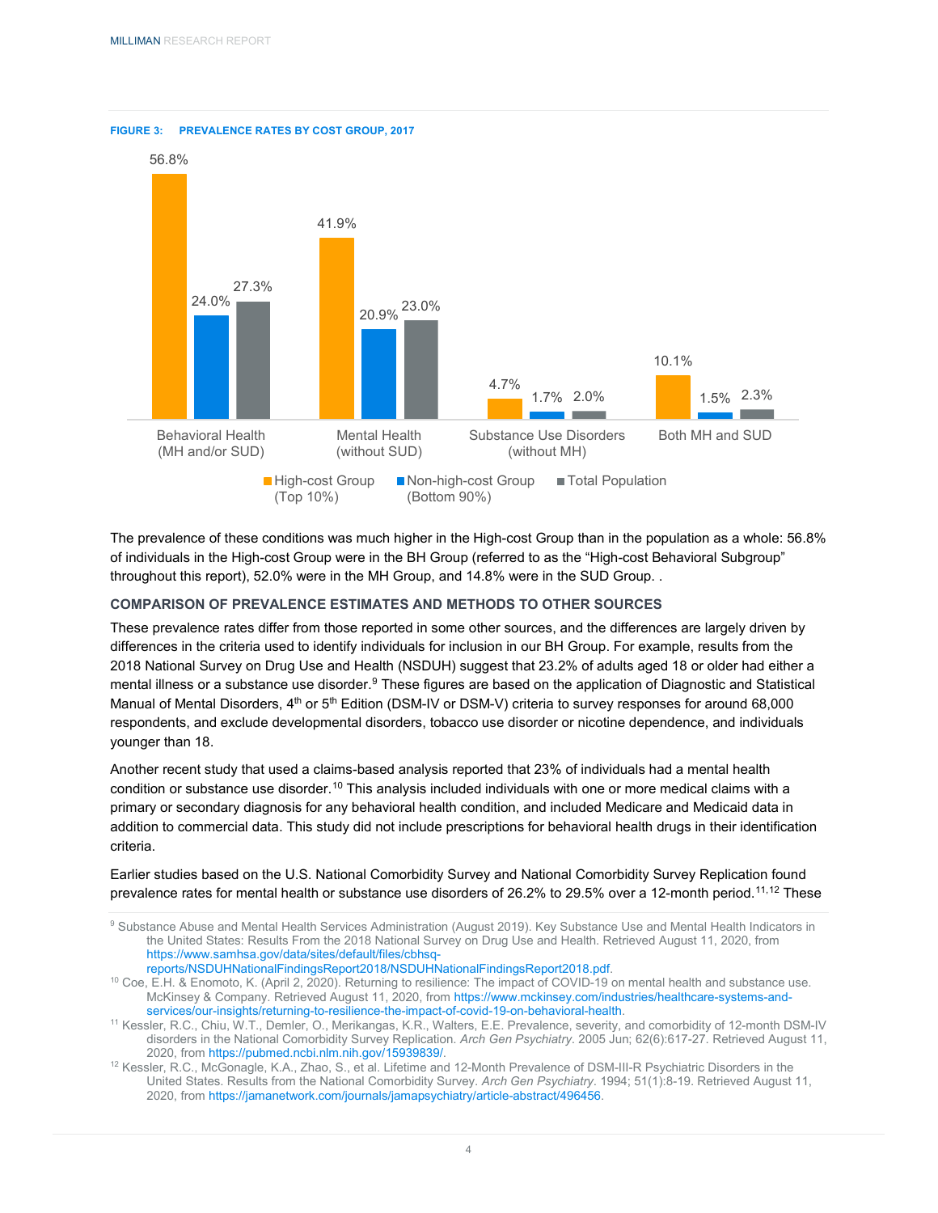**FIGURE 3: PREVALENCE RATES BY COST GROUP, 2017**

| | High-cost Group (Top 10%) | Non-high-cost Group (Bottom 90%) | Total Population |
|---|---|---|---|
| Behavioral Health (MH and/or SUD) | 56.8% | 24.0% | 27.3% |
| Mental Health (without SUD) | 41.9% | 20.9% | 23.0% |
| Substance Use Disorders (without MH) | 4.7% | 1.7% | 2.0% |
| Both MH and SUD | 10.1% | 1.5% | 2.3% |

The prevalence of these conditions was much higher in the High-cost Group than in the population as a whole: 56.8% of individuals in the High-cost Group were in the BH Group (referred to as the "High-cost Behavioral Subgroup" throughout this report), 52.0% were in the MH Group, and 14.8% were in the SUD Group. .

### COMPARISON OF PREVALENCE ESTIMATES AND METHODS TO OTHER SOURCES

These prevalence rates differ from those reported in some other sources, and the differences are largely driven by differences in the criteria used to identify individuals for inclusion in our BH Group. For example, results from the 2018 National Survey on Drug Use and Health (NSDUH) suggest that 23.2% of adults aged 18 or older had either a mental illness or a substance use disorder.[9] These figures are based on the application of Diagnostic and Statistical Manual of Mental Disorders, 4th or 5th Edition (DSM-IV or DSM-V) criteria to survey responses for around 68,000 respondents, and exclude developmental disorders, tobacco use disorder or nicotine dependence, and individuals younger than 18.

Another recent study that used a claims-based analysis reported that 23% of individuals had a mental health condition or substance use disorder.[10] This analysis included individuals with one or more medical claims with a primary or secondary diagnosis for any behavioral health condition, and included Medicare and Medicaid data in addition to commercial data. This study did not include prescriptions for behavioral health drugs in their identification criteria.

Earlier studies based on the U.S. National Comorbidity Survey and National Comorbidity Survey Replication found prevalence rates for mental health or substance use disorders of 26.2% to 29.5% over a 12-month period.[11,12] These

[9] Substance Abuse and Mental Health Services Administration (August 2019). Key Substance Use and Mental Health Indicators in the United States: Results From the 2018 National Survey on Drug Use and Health. Retrieved August 11, 2020, from https://www.samhsa.gov/data/sites/default/files/cbhsq-reports/NSDUHNationalFindingsReport2018/NSDUHNationalFindingsReport2018.pdf.

[10] Coe, E.H. & Enomoto, K. (April 2, 2020). Returning to resilience: The impact of COVID-19 on mental health and substance use. McKinsey & Company. Retrieved August 11, 2020, from https://www.mckinsey.com/industries/healthcare-systems-and-services/our-insights/returning-to-resilience-the-impact-of-covid-19-on-behavioral-health.

[11] Kessler, R.C., Chiu, W.T., Demler, O., Merikangas, K.R., Walters, E.E. Prevalence, severity, and comorbidity of 12-month DSM-IV disorders in the National Comorbidity Survey Replication. *Arch Gen Psychiatry*. 2005 Jun; 62(6):617-27. Retrieved August 11, 2020, from https://pubmed.ncbi.nlm.nih.gov/15939839/.

[12] Kessler, R.C., McGonagle, K.A., Zhao, S., et al. Lifetime and 12-Month Prevalence of DSM-III-R Psychiatric Disorders in the United States. Results from the National Comorbidity Survey. *Arch Gen Psychiatry*. 1994; 51(1):8-19. Retrieved August 11, 2020, from https://jamanetwork.com/journals/jamapsychiatry/article-abstract/496456.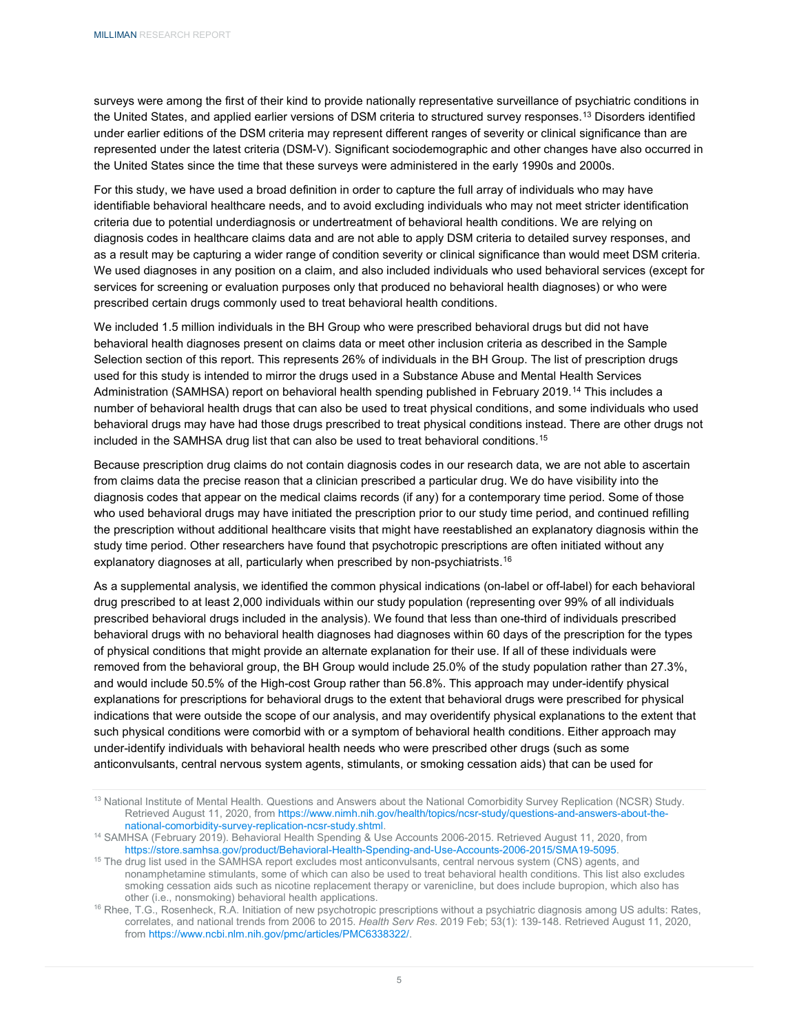surveys were among the first of their kind to provide nationally representative surveillance of psychiatric conditions in the United States, and applied earlier versions of DSM criteria to structured survey responses.[13] Disorders identified under earlier editions of the DSM criteria may represent different ranges of severity or clinical significance than are represented under the latest criteria (DSM-V). Significant sociodemographic and other changes have also occurred in the United States since the time that these surveys were administered in the early 1990s and 2000s.

For this study, we have used a broad definition in order to capture the full array of individuals who may have identifiable behavioral healthcare needs, and to avoid excluding individuals who may not meet stricter identification criteria due to potential underdiagnosis or undertreatment of behavioral health conditions. We are relying on diagnosis codes in healthcare claims data and are not able to apply DSM criteria to detailed survey responses, and as a result may be capturing a wider range of condition severity or clinical significance than would meet DSM criteria. We used diagnoses in any position on a claim, and also included individuals who used behavioral services (except for services for screening or evaluation purposes only that produced no behavioral health diagnoses) or who were prescribed certain drugs commonly used to treat behavioral health conditions.

We included 1.5 million individuals in the BH Group who were prescribed behavioral drugs but did not have behavioral health diagnoses present on claims data or meet other inclusion criteria as described in the Sample Selection section of this report. This represents 26% of individuals in the BH Group. The list of prescription drugs used for this study is intended to mirror the drugs used in a Substance Abuse and Mental Health Services Administration (SAMHSA) report on behavioral health spending published in February 2019.[14] This includes a number of behavioral health drugs that can also be used to treat physical conditions, and some individuals who used behavioral drugs may have had those drugs prescribed to treat physical conditions instead. There are other drugs not included in the SAMHSA drug list that can also be used to treat behavioral conditions.[15]

Because prescription drug claims do not contain diagnosis codes in our research data, we are not able to ascertain from claims data the precise reason that a clinician prescribed a particular drug. We do have visibility into the diagnosis codes that appear on the medical claims records (if any) for a contemporary time period. Some of those who used behavioral drugs may have initiated the prescription prior to our study time period, and continued refilling the prescription without additional healthcare visits that might have reestablished an explanatory diagnosis within the study time period. Other researchers have found that psychotropic prescriptions are often initiated without any explanatory diagnoses at all, particularly when prescribed by non-psychiatrists.[16]

As a supplemental analysis, we identified the common physical indications (on-label or off-label) for each behavioral drug prescribed to at least 2,000 individuals within our study population (representing over 99% of all individuals prescribed behavioral drugs included in the analysis). We found that less than one-third of individuals prescribed behavioral drugs with no behavioral health diagnoses had diagnoses within 60 days of the prescription for the types of physical conditions that might provide an alternate explanation for their use. If all of these individuals were removed from the behavioral group, the BH Group would include 25.0% of the study population rather than 27.3%, and would include 50.5% of the High-cost Group rather than 56.8%. This approach may under-identify physical explanations for prescriptions for behavioral drugs to the extent that behavioral drugs were prescribed for physical indications that were outside the scope of our analysis, and may overidentify physical explanations to the extent that such physical conditions were comorbid with or a symptom of behavioral health conditions. Either approach may under-identify individuals with behavioral health needs who were prescribed other drugs (such as some anticonvulsants, central nervous system agents, stimulants, or smoking cessation aids) that can be used for

---

[13] National Institute of Mental Health. Questions and Answers about the National Comorbidity Survey Replication (NCSR) Study. Retrieved August 11, 2020, from https://www.nimh.nih.gov/health/topics/ncsr-study/questions-and-answers-about-the-national-comorbidity-survey-replication-ncsr-study.shtml.

[14] SAMHSA (February 2019). Behavioral Health Spending & Use Accounts 2006-2015. Retrieved August 11, 2020, from https://store.samhsa.gov/product/Behavioral-Health-Spending-and-Use-Accounts-2006-2015/SMA19-5095.

[15] The drug list used in the SAMHSA report excludes most anticonvulsants, central nervous system (CNS) agents, and nonamphetamine stimulants, some of which can also be used to treat behavioral health conditions. This list also excludes smoking cessation aids such as nicotine replacement therapy or varenicline, but does include bupropion, which also has other (i.e., nonsmoking) behavioral health applications.

[16] Rhee, T.G., Rosenheck, R.A. Initiation of new psychotropic prescriptions without a psychiatric diagnosis among US adults: Rates, correlates, and national trends from 2006 to 2015. *Health Serv Res.* 2019 Feb; 53(1): 139-148. Retrieved August 11, 2020, from https://www.ncbi.nlm.nih.gov/pmc/articles/PMC6338322/.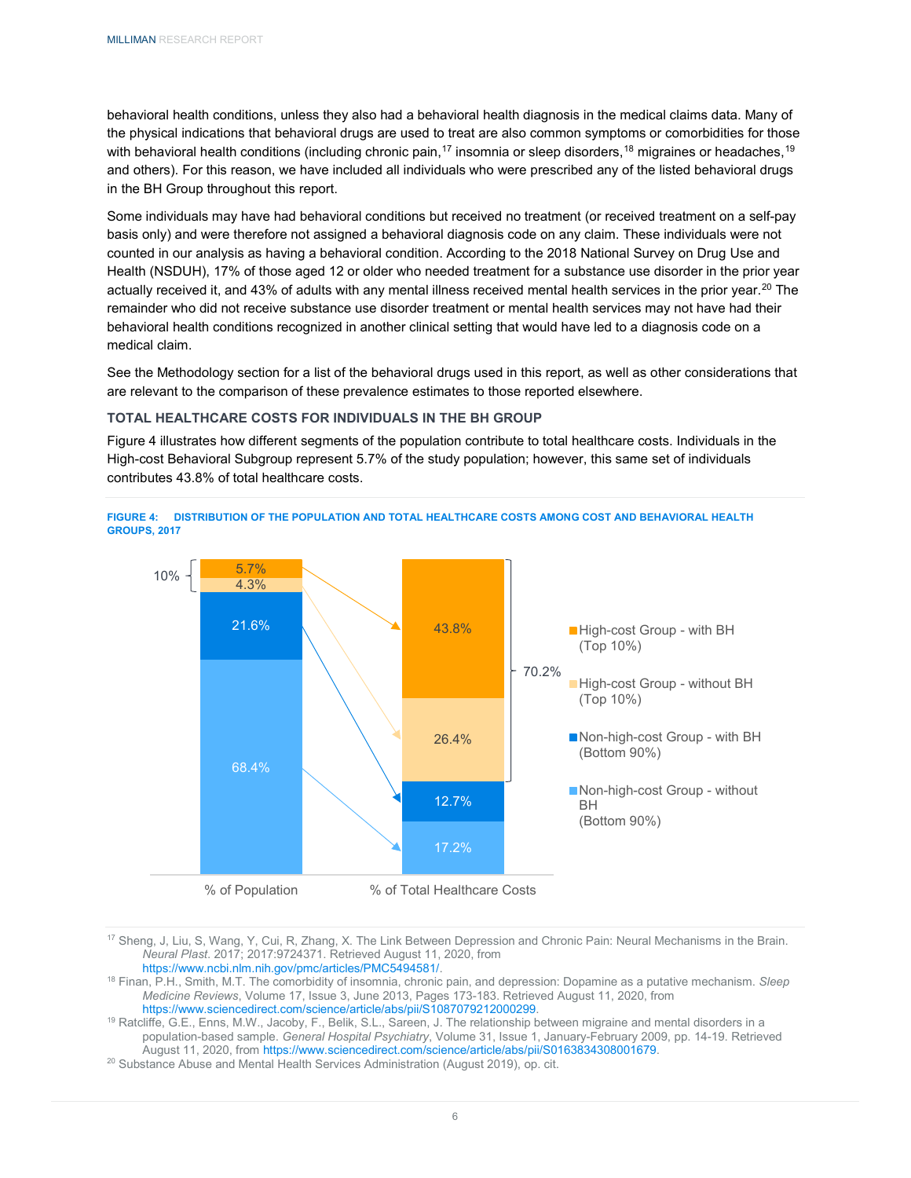behavioral health conditions, unless they also had a behavioral health diagnosis in the medical claims data. Many of the physical indications that behavioral drugs are used to treat are also common symptoms or comorbidities for those with behavioral health conditions (including chronic pain,[17] insomnia or sleep disorders,[18] migraines or headaches,[19] and others). For this reason, we have included all individuals who were prescribed any of the listed behavioral drugs in the BH Group throughout this report.

Some individuals may have had behavioral conditions but received no treatment (or received treatment on a self-pay basis only) and were therefore not assigned a behavioral diagnosis code on any claim. These individuals were not counted in our analysis as having a behavioral condition. According to the 2018 National Survey on Drug Use and Health (NSDUH), 17% of those aged 12 or older who needed treatment for a substance use disorder in the prior year actually received it, and 43% of adults with any mental illness received mental health services in the prior year.[20] The remainder who did not receive substance use disorder treatment or mental health services may not have had their behavioral health conditions recognized in another clinical setting that would have led to a diagnosis code on a medical claim.

See the Methodology section for a list of the behavioral drugs used in this report, as well as other considerations that are relevant to the comparison of these prevalence estimates to those reported elsewhere.

### TOTAL HEALTHCARE COSTS FOR INDIVIDUALS IN THE BH GROUP

Figure 4 illustrates how different segments of the population contribute to total healthcare costs. Individuals in the High-cost Behavioral Subgroup represent 5.7% of the study population; however, this same set of individuals contributes 43.8% of total healthcare costs.

**FIGURE 4: DISTRIBUTION OF THE POPULATION AND TOTAL HEALTHCARE COSTS AMONG COST AND BEHAVIORAL HEALTH GROUPS, 2017**

| Group | % of Population | % of Total Healthcare Costs |
|---|---|---|
| High-cost Group - with BH (Top 10%) | 5.7% | 43.8% |
| High-cost Group - without BH (Top 10%) | 4.3% | 26.4% |
| Non-high-cost Group - with BH (Bottom 90%) | 21.6% | 12.7% |
| Non-high-cost Group - without BH (Bottom 90%) | 68.4% | 17.2% |

(High-cost Group total: 10% of population; 70.2% of total healthcare costs)

---

[17] Sheng, J, Liu, S, Wang, Y, Cui, R, Zhang, X. The Link Between Depression and Chronic Pain: Neural Mechanisms in the Brain. *Neural Plast*. 2017; 2017:9724371. Retrieved August 11, 2020, from https://www.ncbi.nlm.nih.gov/pmc/articles/PMC5494581/.

[18] Finan, P.H., Smith, M.T. The comorbidity of insomnia, chronic pain, and depression: Dopamine as a putative mechanism. *Sleep Medicine Reviews*, Volume 17, Issue 3, June 2013, Pages 173-183. Retrieved August 11, 2020, from https://www.sciencedirect.com/science/article/abs/pii/S1087079212000299.

[19] Ratcliffe, G.E., Enns, M.W., Jacoby, F., Belik, S.L., Sareen, J. The relationship between migraine and mental disorders in a population-based sample. *General Hospital Psychiatry*, Volume 31, Issue 1, January-February 2009, pp. 14-19. Retrieved August 11, 2020, from https://www.sciencedirect.com/science/article/abs/pii/S0163834308001679.

[20] Substance Abuse and Mental Health Services Administration (August 2019), op. cit.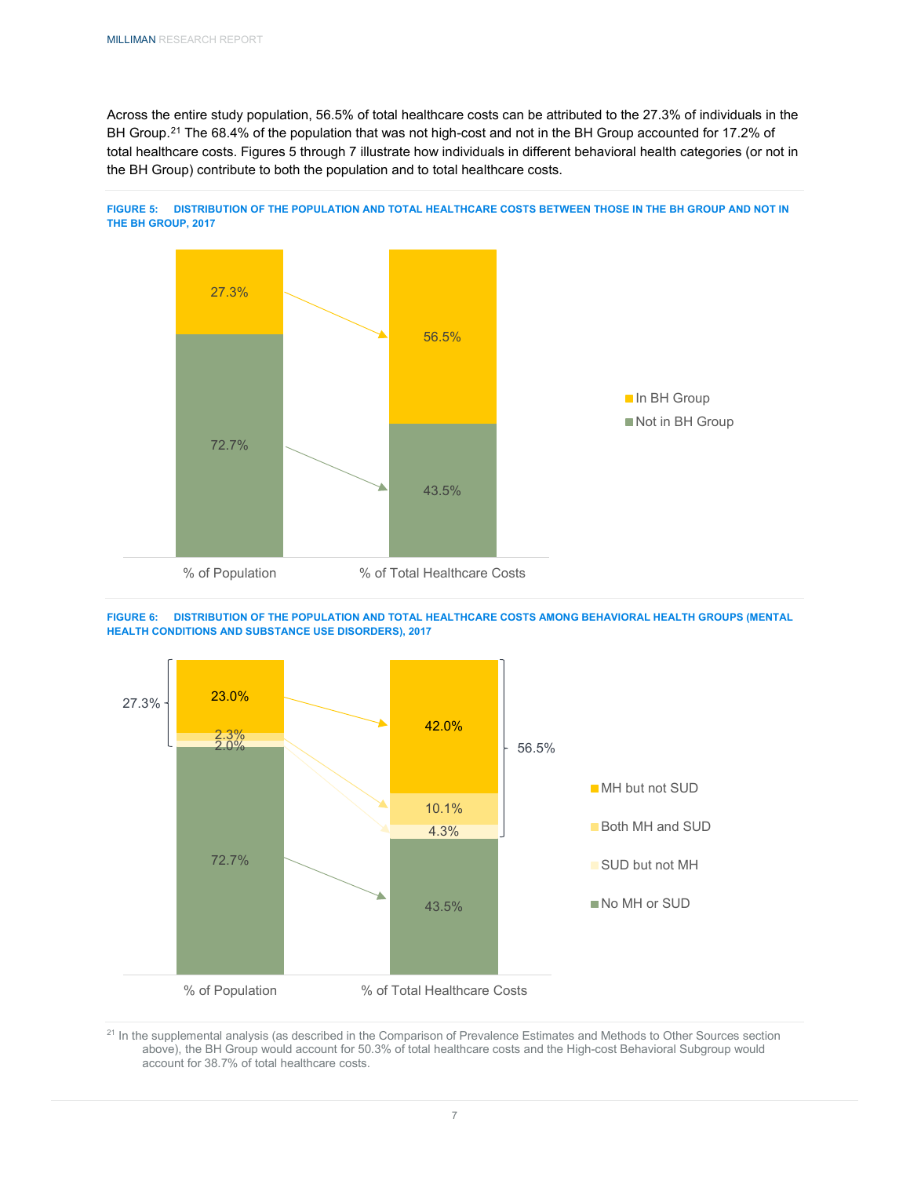Across the entire study population, 56.5% of total healthcare costs can be attributed to the 27.3% of individuals in the BH Group.[21] The 68.4% of the population that was not high-cost and not in the BH Group accounted for 17.2% of total healthcare costs. Figures 5 through 7 illustrate how individuals in different behavioral health categories (or not in the BH Group) contribute to both the population and to total healthcare costs.

**FIGURE 5: DISTRIBUTION OF THE POPULATION AND TOTAL HEALTHCARE COSTS BETWEEN THOSE IN THE BH GROUP AND NOT IN THE BH GROUP, 2017**

| | % of Population | % of Total Healthcare Costs |
|---|---|---|
| In BH Group | 27.3% | 56.5% |
| Not in BH Group | 72.7% | 43.5% |

**FIGURE 6: DISTRIBUTION OF THE POPULATION AND TOTAL HEALTHCARE COSTS AMONG BEHAVIORAL HEALTH GROUPS (MENTAL HEALTH CONDITIONS AND SUBSTANCE USE DISORDERS), 2017**

| | % of Population | % of Total Healthcare Costs |
|---|---|---|
| MH but not SUD | 23.0% | 42.0% |
| Both MH and SUD | 2.3% | 10.1% |
| SUD but not MH | 2.0% | 4.3% |
| *Subtotal (BH Group)* | *27.3%* | *56.5%* |
| No MH or SUD | 72.7% | 43.5% |

[21] In the supplemental analysis (as described in the Comparison of Prevalence Estimates and Methods to Other Sources section above), the BH Group would account for 50.3% of total healthcare costs and the High-cost Behavioral Subgroup would account for 38.7% of total healthcare costs.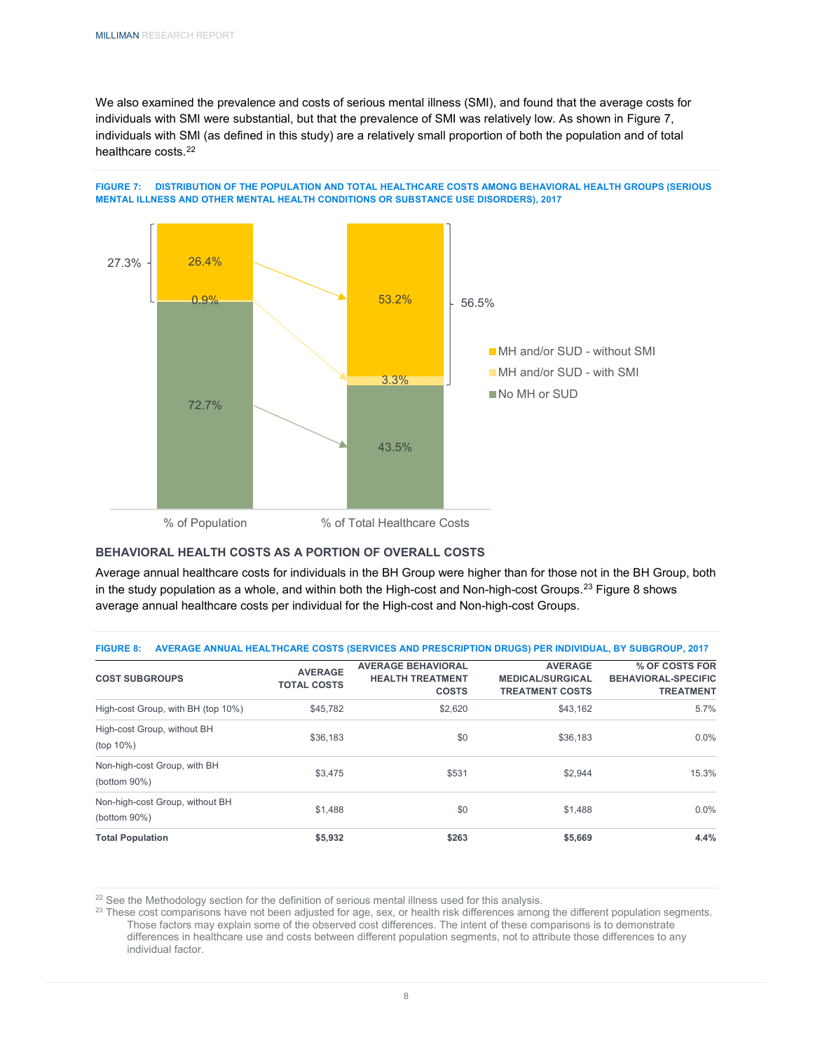We also examined the prevalence and costs of serious mental illness (SMI), and found that the average costs for individuals with SMI were substantial, but that the prevalence of SMI was relatively low. As shown in Figure 7, individuals with SMI (as defined in this study) are a relatively small proportion of both the population and of total healthcare costs.[22]

**FIGURE 7: DISTRIBUTION OF THE POPULATION AND TOTAL HEALTHCARE COSTS AMONG BEHAVIORAL HEALTH GROUPS (SERIOUS MENTAL ILLNESS AND OTHER MENTAL HEALTH CONDITIONS OR SUBSTANCE USE DISORDERS), 2017**

| | % of Population | % of Total Healthcare Costs |
|---|---|---|
| MH and/or SUD - without SMI | 26.4% | 53.2% |
| MH and/or SUD - with SMI | 0.9% | 3.3% |
| No MH or SUD | 72.7% | 43.5% |
| MH and/or SUD (total) | 27.3% | 56.5% |

## BEHAVIORAL HEALTH COSTS AS A PORTION OF OVERALL COSTS

Average annual healthcare costs for individuals in the BH Group were higher than for those not in the BH Group, both in the study population as a whole, and within both the High-cost and Non-high-cost Groups.[23] Figure 8 shows average annual healthcare costs per individual for the High-cost and Non-high-cost Groups.

**FIGURE 8: AVERAGE ANNUAL HEALTHCARE COSTS (SERVICES AND PRESCRIPTION DRUGS) PER INDIVIDUAL, BY SUBGROUP, 2017**

| COST SUBGROUPS | AVERAGE TOTAL COSTS | AVERAGE BEHAVIORAL HEALTH TREATMENT COSTS | AVERAGE MEDICAL/SURGICAL TREATMENT COSTS | % OF COSTS FOR BEHAVIORAL-SPECIFIC TREATMENT |
|---|---|---|---|---|
| High-cost Group, with BH (top 10%) | $45,782 | $2,620 | $43,162 | 5.7% |
| High-cost Group, without BH (top 10%) | $36,183 | $0 | $36,183 | 0.0% |
| Non-high-cost Group, with BH (bottom 90%) | $3,475 | $531 | $2,944 | 15.3% |
| Non-high-cost Group, without BH (bottom 90%) | $1,488 | $0 | $1,488 | 0.0% |
| **Total Population** | **$5,932** | **$263** | **$5,669** | **4.4%** |

[22] See the Methodology section for the definition of serious mental illness used for this analysis.

[23] These cost comparisons have not been adjusted for age, sex, or health risk differences among the different population segments. Those factors may explain some of the observed cost differences. The intent of these comparisons is to demonstrate differences in healthcare use and costs between different population segments, not to attribute those differences to any individual factor.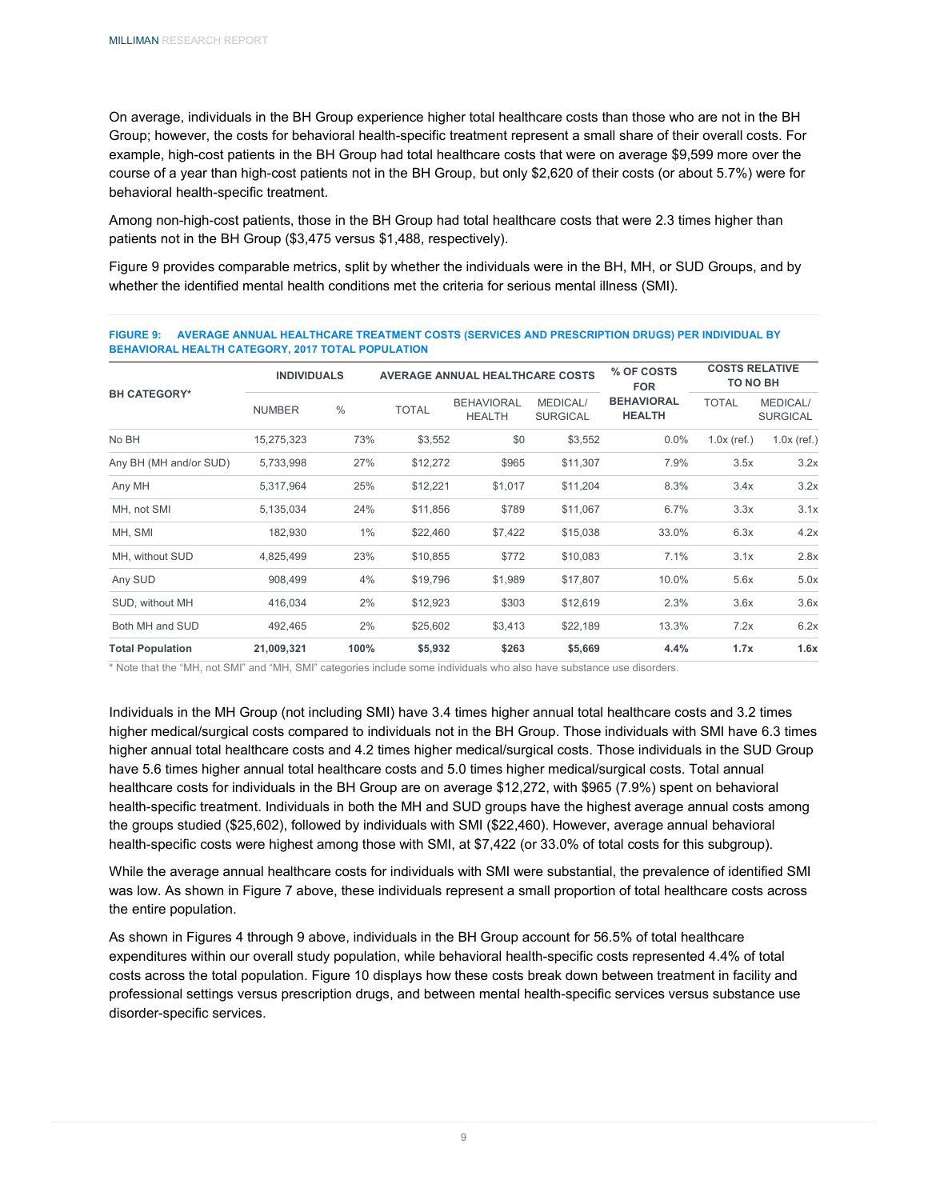On average, individuals in the BH Group experience higher total healthcare costs than those who are not in the BH Group; however, the costs for behavioral health-specific treatment represent a small share of their overall costs. For example, high-cost patients in the BH Group had total healthcare costs that were on average $9,599 more over the course of a year than high-cost patients not in the BH Group, but only $2,620 of their costs (or about 5.7%) were for behavioral health-specific treatment.

Among non-high-cost patients, those in the BH Group had total healthcare costs that were 2.3 times higher than patients not in the BH Group ($3,475 versus $1,488, respectively).

Figure 9 provides comparable metrics, split by whether the individuals were in the BH, MH, or SUD Groups, and by whether the identified mental health conditions met the criteria for serious mental illness (SMI).

**FIGURE 9: AVERAGE ANNUAL HEALTHCARE TREATMENT COSTS (SERVICES AND PRESCRIPTION DRUGS) PER INDIVIDUAL BY BEHAVIORAL HEALTH CATEGORY, 2017 TOTAL POPULATION**

| BH CATEGORY* | INDIVIDUALS | | AVERAGE ANNUAL HEALTHCARE COSTS | | | % OF COSTS FOR BEHAVIORAL HEALTH | COSTS RELATIVE TO NO BH | |
|---|---|---|---|---|---|---|---|---|
| | NUMBER | % | TOTAL | BEHAVIORAL HEALTH | MEDICAL/ SURGICAL | | TOTAL | MEDICAL/ SURGICAL |
| No BH | 15,275,323 | 73% | $3,552 | $0 | $3,552 | 0.0% | 1.0x (ref.) | 1.0x (ref.) |
| Any BH (MH and/or SUD) | 5,733,998 | 27% | $12,272 | $965 | $11,307 | 7.9% | 3.5x | 3.2x |
| Any MH | 5,317,964 | 25% | $12,221 | $1,017 | $11,204 | 8.3% | 3.4x | 3.2x |
| MH, not SMI | 5,135,034 | 24% | $11,856 | $789 | $11,067 | 6.7% | 3.3x | 3.1x |
| MH, SMI | 182,930 | 1% | $22,460 | $7,422 | $15,038 | 33.0% | 6.3x | 4.2x |
| MH, without SUD | 4,825,499 | 23% | $10,855 | $772 | $10,083 | 7.1% | 3.1x | 2.8x |
| Any SUD | 908,499 | 4% | $19,796 | $1,989 | $17,807 | 10.0% | 5.6x | 5.0x |
| SUD, without MH | 416,034 | 2% | $12,923 | $303 | $12,619 | 2.3% | 3.6x | 3.6x |
| Both MH and SUD | 492,465 | 2% | $25,602 | $3,413 | $22,189 | 13.3% | 7.2x | 6.2x |
| **Total Population** | **21,009,321** | **100%** | **$5,932** | **$263** | **$5,669** | **4.4%** | **1.7x** | **1.6x** |

* Note that the "MH, not SMI" and "MH, SMI" categories include some individuals who also have substance use disorders.

Individuals in the MH Group (not including SMI) have 3.4 times higher annual total healthcare costs and 3.2 times higher medical/surgical costs compared to individuals not in the BH Group. Those individuals with SMI have 6.3 times higher annual total healthcare costs and 4.2 times higher medical/surgical costs. Those individuals in the SUD Group have 5.6 times higher annual total healthcare costs and 5.0 times higher medical/surgical costs. Total annual healthcare costs for individuals in the BH Group are on average $12,272, with $965 (7.9%) spent on behavioral health-specific treatment. Individuals in both the MH and SUD groups have the highest average annual costs among the groups studied ($25,602), followed by individuals with SMI ($22,460). However, average annual behavioral health-specific costs were highest among those with SMI, at $7,422 (or 33.0% of total costs for this subgroup).

While the average annual healthcare costs for individuals with SMI were substantial, the prevalence of identified SMI was low. As shown in Figure 7 above, these individuals represent a small proportion of total healthcare costs across the entire population.

As shown in Figures 4 through 9 above, individuals in the BH Group account for 56.5% of total healthcare expenditures within our overall study population, while behavioral health-specific costs represented 4.4% of total costs across the total population. Figure 10 displays how these costs break down between treatment in facility and professional settings versus prescription drugs, and between mental health-specific services versus substance use disorder-specific services.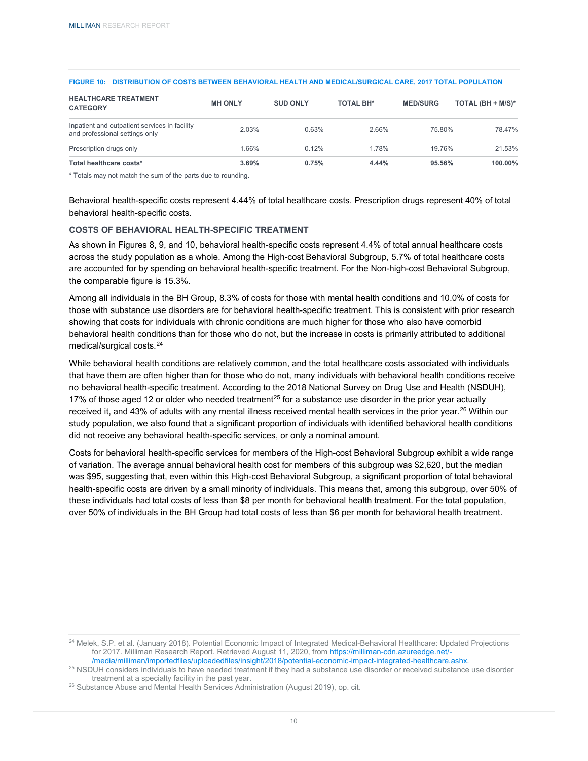**FIGURE 10: DISTRIBUTION OF COSTS BETWEEN BEHAVIORAL HEALTH AND MEDICAL/SURGICAL CARE, 2017 TOTAL POPULATION**

| HEALTHCARE TREATMENT CATEGORY | MH ONLY | SUD ONLY | TOTAL BH* | MED/SURG | TOTAL (BH + M/S)* |
|---|---|---|---|---|---|
| Inpatient and outpatient services in facility and professional settings only | 2.03% | 0.63% | 2.66% | 75.80% | 78.47% |
| Prescription drugs only | 1.66% | 0.12% | 1.78% | 19.76% | 21.53% |
| **Total healthcare costs*** | **3.69%** | **0.75%** | **4.44%** | **95.56%** | **100.00%** |

\* Totals may not match the sum of the parts due to rounding.

Behavioral health-specific costs represent 4.44% of total healthcare costs. Prescription drugs represent 40% of total behavioral health-specific costs.

### COSTS OF BEHAVIORAL HEALTH-SPECIFIC TREATMENT

As shown in Figures 8, 9, and 10, behavioral health-specific costs represent 4.4% of total annual healthcare costs across the study population as a whole. Among the High-cost Behavioral Subgroup, 5.7% of total healthcare costs are accounted for by spending on behavioral health-specific treatment. For the Non-high-cost Behavioral Subgroup, the comparable figure is 15.3%.

Among all individuals in the BH Group, 8.3% of costs for those with mental health conditions and 10.0% of costs for those with substance use disorders are for behavioral health-specific treatment. This is consistent with prior research showing that costs for individuals with chronic conditions are much higher for those who also have comorbid behavioral health conditions than for those who do not, but the increase in costs is primarily attributed to additional medical/surgical costs.[24]

While behavioral health conditions are relatively common, and the total healthcare costs associated with individuals that have them are often higher than for those who do not, many individuals with behavioral health conditions receive no behavioral health-specific treatment. According to the 2018 National Survey on Drug Use and Health (NSDUH), 17% of those aged 12 or older who needed treatment[25] for a substance use disorder in the prior year actually received it, and 43% of adults with any mental illness received mental health services in the prior year.[26] Within our study population, we also found that a significant proportion of individuals with identified behavioral health conditions did not receive any behavioral health-specific services, or only a nominal amount.

Costs for behavioral health-specific services for members of the High-cost Behavioral Subgroup exhibit a wide range of variation. The average annual behavioral health cost for members of this subgroup was $2,620, but the median was $95, suggesting that, even within this High-cost Behavioral Subgroup, a significant proportion of total behavioral health-specific costs are driven by a small minority of individuals. This means that, among this subgroup, over 50% of these individuals had total costs of less than $8 per month for behavioral health treatment. For the total population, over 50% of individuals in the BH Group had total costs of less than $6 per month for behavioral health treatment.

---

[24] Melek, S.P. et al. (January 2018). Potential Economic Impact of Integrated Medical-Behavioral Healthcare: Updated Projections for 2017. Milliman Research Report. Retrieved August 11, 2020, from https://milliman-cdn.azureedge.net/-/media/milliman/importedfiles/uploadedfiles/insight/2018/potential-economic-impact-integrated-healthcare.ashx.

[25] NSDUH considers individuals to have needed treatment if they had a substance use disorder or received substance use disorder treatment at a specialty facility in the past year.

[26] Substance Abuse and Mental Health Services Administration (August 2019), op. cit.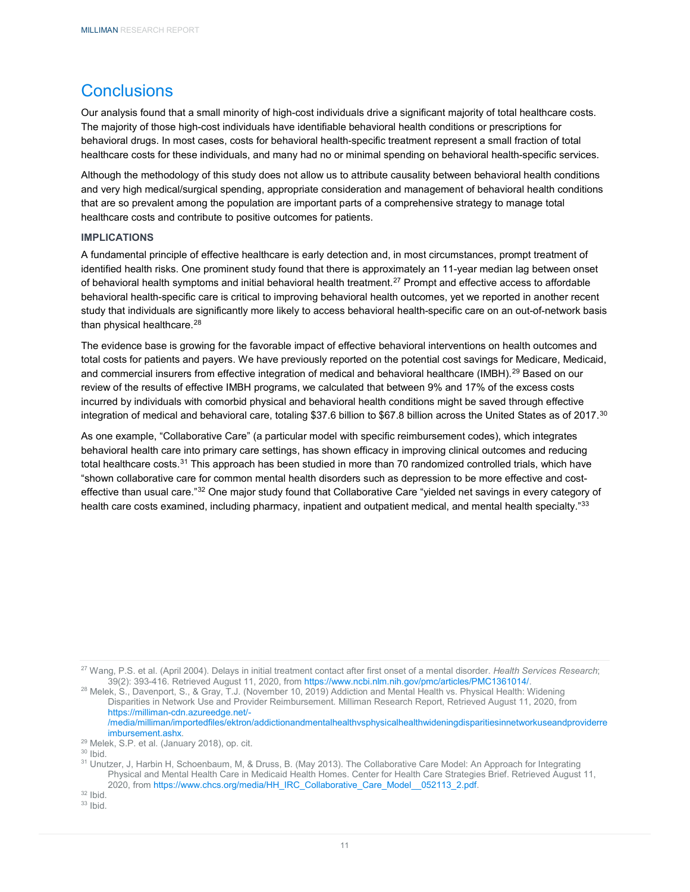## Conclusions

Our analysis found that a small minority of high-cost individuals drive a significant majority of total healthcare costs. The majority of those high-cost individuals have identifiable behavioral health conditions or prescriptions for behavioral drugs. In most cases, costs for behavioral health-specific treatment represent a small fraction of total healthcare costs for these individuals, and many had no or minimal spending on behavioral health-specific services.

Although the methodology of this study does not allow us to attribute causality between behavioral health conditions and very high medical/surgical spending, appropriate consideration and management of behavioral health conditions that are so prevalent among the population are important parts of a comprehensive strategy to manage total healthcare costs and contribute to positive outcomes for patients.

### IMPLICATIONS

A fundamental principle of effective healthcare is early detection and, in most circumstances, prompt treatment of identified health risks. One prominent study found that there is approximately an 11-year median lag between onset of behavioral health symptoms and initial behavioral health treatment.[27] Prompt and effective access to affordable behavioral health-specific care is critical to improving behavioral health outcomes, yet we reported in another recent study that individuals are significantly more likely to access behavioral health-specific care on an out-of-network basis than physical healthcare.[28]

The evidence base is growing for the favorable impact of effective behavioral interventions on health outcomes and total costs for patients and payers. We have previously reported on the potential cost savings for Medicare, Medicaid, and commercial insurers from effective integration of medical and behavioral healthcare (IMBH).[29] Based on our review of the results of effective IMBH programs, we calculated that between 9% and 17% of the excess costs incurred by individuals with comorbid physical and behavioral health conditions might be saved through effective integration of medical and behavioral care, totaling $37.6 billion to $67.8 billion across the United States as of 2017.[30]

As one example, "Collaborative Care" (a particular model with specific reimbursement codes), which integrates behavioral health care into primary care settings, has shown efficacy in improving clinical outcomes and reducing total healthcare costs.[31] This approach has been studied in more than 70 randomized controlled trials, which have "shown collaborative care for common mental health disorders such as depression to be more effective and cost-effective than usual care."[32] One major study found that Collaborative Care "yielded net savings in every category of health care costs examined, including pharmacy, inpatient and outpatient medical, and mental health specialty."[33]

---

[27] Wang, P.S. et al. (April 2004). Delays in initial treatment contact after first onset of a mental disorder. *Health Services Research*; 39(2): 393-416. Retrieved August 11, 2020, from https://www.ncbi.nlm.nih.gov/pmc/articles/PMC1361014/.

[28] Melek, S., Davenport, S., & Gray, T.J. (November 10, 2019) Addiction and Mental Health vs. Physical Health: Widening Disparities in Network Use and Provider Reimbursement. Milliman Research Report, Retrieved August 11, 2020, from https://milliman-cdn.azureedge.net/-/media/milliman/importedfiles/ektron/addictionandmentalhealthvsphysicalhealthwideningdisparitiesinnetworkuseandproviderreimbursement.ashx.

[29] Melek, S.P. et al. (January 2018), op. cit.

[30] Ibid.

[31] Unutzer, J, Harbin H, Schoenbaum, M, & Druss, B. (May 2013). The Collaborative Care Model: An Approach for Integrating Physical and Mental Health Care in Medicaid Health Homes. Center for Health Care Strategies Brief. Retrieved August 11, 2020, from https://www.chcs.org/media/HH_IRC_Collaborative_Care_Model__052113_2.pdf.

[32] Ibid.

[33] Ibid.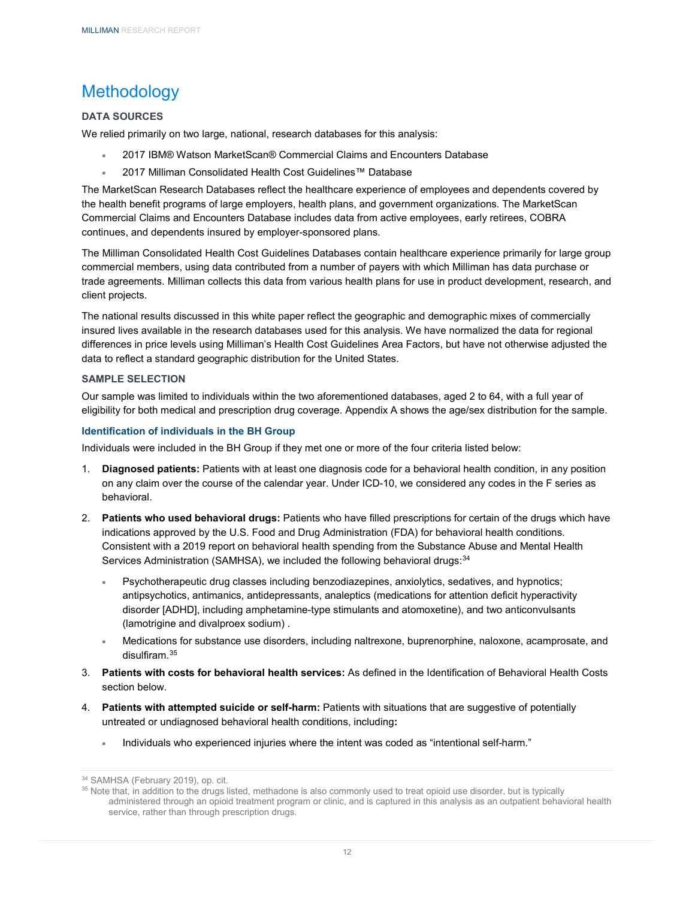# Methodology

### DATA SOURCES

We relied primarily on two large, national, research databases for this analysis:

- 2017 IBM® Watson MarketScan® Commercial Claims and Encounters Database
- 2017 Milliman Consolidated Health Cost Guidelines™ Database

The MarketScan Research Databases reflect the healthcare experience of employees and dependents covered by the health benefit programs of large employers, health plans, and government organizations. The MarketScan Commercial Claims and Encounters Database includes data from active employees, early retirees, COBRA continues, and dependents insured by employer-sponsored plans.

The Milliman Consolidated Health Cost Guidelines Databases contain healthcare experience primarily for large group commercial members, using data contributed from a number of payers with which Milliman has data purchase or trade agreements. Milliman collects this data from various health plans for use in product development, research, and client projects.

The national results discussed in this white paper reflect the geographic and demographic mixes of commercially insured lives available in the research databases used for this analysis. We have normalized the data for regional differences in price levels using Milliman's Health Cost Guidelines Area Factors, but have not otherwise adjusted the data to reflect a standard geographic distribution for the United States.

### SAMPLE SELECTION

Our sample was limited to individuals within the two aforementioned databases, aged 2 to 64, with a full year of eligibility for both medical and prescription drug coverage. Appendix A shows the age/sex distribution for the sample.

#### Identification of individuals in the BH Group

Individuals were included in the BH Group if they met one or more of the four criteria listed below:

1. **Diagnosed patients:** Patients with at least one diagnosis code for a behavioral health condition, in any position on any claim over the course of the calendar year. Under ICD-10, we considered any codes in the F series as behavioral.
2. **Patients who used behavioral drugs:** Patients who have filled prescriptions for certain of the drugs which have indications approved by the U.S. Food and Drug Administration (FDA) for behavioral health conditions. Consistent with a 2019 report on behavioral health spending from the Substance Abuse and Mental Health Services Administration (SAMHSA), we included the following behavioral drugs:[34]
   - Psychotherapeutic drug classes including benzodiazepines, anxiolytics, sedatives, and hypnotics; antipsychotics, antimanics, antidepressants, analeptics (medications for attention deficit hyperactivity disorder [ADHD], including amphetamine-type stimulants and atomoxetine), and two anticonvulsants (lamotrigine and divalproex sodium) .
   - Medications for substance use disorders, including naltrexone, buprenorphine, naloxone, acamprosate, and disulfiram.[35]
3. **Patients with costs for behavioral health services:** As defined in the Identification of Behavioral Health Costs section below.
4. **Patients with attempted suicide or self-harm:** Patients with situations that are suggestive of potentially untreated or undiagnosed behavioral health conditions, including**:**
   - Individuals who experienced injuries where the intent was coded as "intentional self-harm."

---

[34] SAMHSA (February 2019), op. cit.

[35] Note that, in addition to the drugs listed, methadone is also commonly used to treat opioid use disorder, but is typically administered through an opioid treatment program or clinic, and is captured in this analysis as an outpatient behavioral health service, rather than through prescription drugs.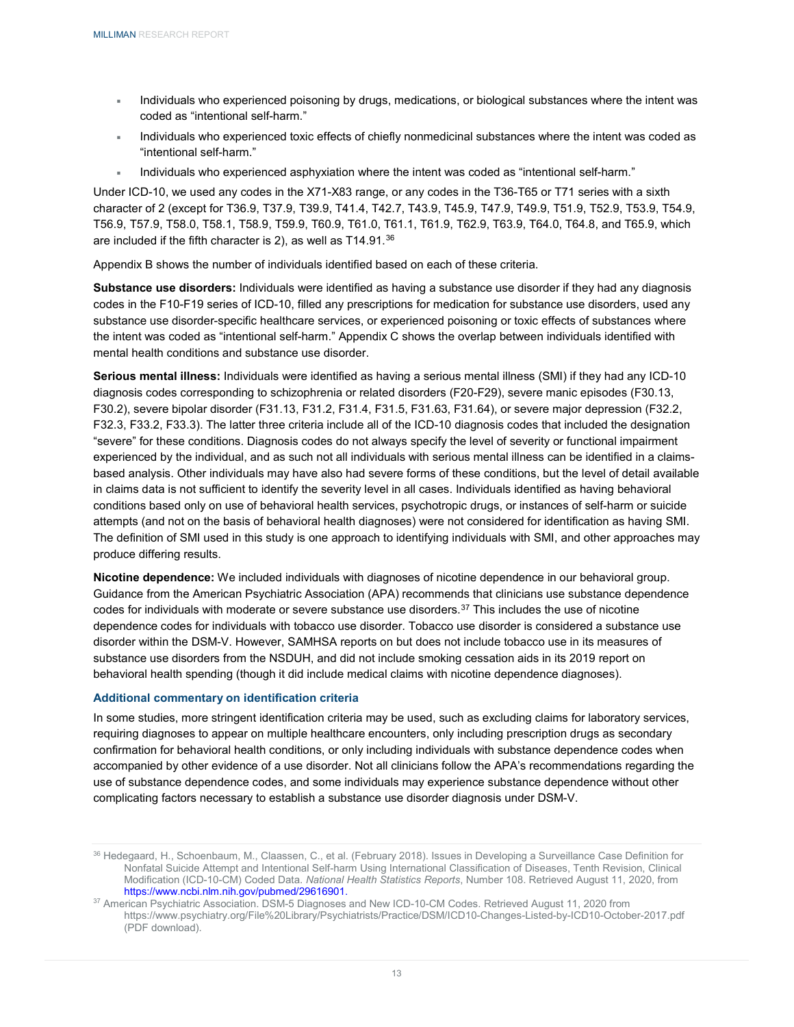- Individuals who experienced poisoning by drugs, medications, or biological substances where the intent was coded as "intentional self-harm."
- Individuals who experienced toxic effects of chiefly nonmedicinal substances where the intent was coded as "intentional self-harm."
- Individuals who experienced asphyxiation where the intent was coded as "intentional self-harm."

Under ICD-10, we used any codes in the X71-X83 range, or any codes in the T36-T65 or T71 series with a sixth character of 2 (except for T36.9, T37.9, T39.9, T41.4, T42.7, T43.9, T45.9, T47.9, T49.9, T51.9, T52.9, T53.9, T54.9, T56.9, T57.9, T58.0, T58.1, T58.9, T59.9, T60.9, T61.0, T61.1, T61.9, T62.9, T63.9, T64.0, T64.8, and T65.9, which are included if the fifth character is 2), as well as T14.91.[36]

Appendix B shows the number of individuals identified based on each of these criteria.

**Substance use disorders:** Individuals were identified as having a substance use disorder if they had any diagnosis codes in the F10-F19 series of ICD-10, filled any prescriptions for medication for substance use disorders, used any substance use disorder-specific healthcare services, or experienced poisoning or toxic effects of substances where the intent was coded as "intentional self-harm." Appendix C shows the overlap between individuals identified with mental health conditions and substance use disorder.

**Serious mental illness:** Individuals were identified as having a serious mental illness (SMI) if they had any ICD-10 diagnosis codes corresponding to schizophrenia or related disorders (F20-F29), severe manic episodes (F30.13, F30.2), severe bipolar disorder (F31.13, F31.2, F31.4, F31.5, F31.63, F31.64), or severe major depression (F32.2, F32.3, F33.2, F33.3). The latter three criteria include all of the ICD-10 diagnosis codes that included the designation "severe" for these conditions. Diagnosis codes do not always specify the level of severity or functional impairment experienced by the individual, and as such not all individuals with serious mental illness can be identified in a claims-based analysis. Other individuals may have also had severe forms of these conditions, but the level of detail available in claims data is not sufficient to identify the severity level in all cases. Individuals identified as having behavioral conditions based only on use of behavioral health services, psychotropic drugs, or instances of self-harm or suicide attempts (and not on the basis of behavioral health diagnoses) were not considered for identification as having SMI. The definition of SMI used in this study is one approach to identifying individuals with SMI, and other approaches may produce differing results.

**Nicotine dependence:** We included individuals with diagnoses of nicotine dependence in our behavioral group. Guidance from the American Psychiatric Association (APA) recommends that clinicians use substance dependence codes for individuals with moderate or severe substance use disorders.[37] This includes the use of nicotine dependence codes for individuals with tobacco use disorder. Tobacco use disorder is considered a substance use disorder within the DSM-V. However, SAMHSA reports on but does not include tobacco use in its measures of substance use disorders from the NSDUH, and did not include smoking cessation aids in its 2019 report on behavioral health spending (though it did include medical claims with nicotine dependence diagnoses).

### Additional commentary on identification criteria

In some studies, more stringent identification criteria may be used, such as excluding claims for laboratory services, requiring diagnoses to appear on multiple healthcare encounters, only including prescription drugs as secondary confirmation for behavioral health conditions, or only including individuals with substance dependence codes when accompanied by other evidence of a use disorder. Not all clinicians follow the APA's recommendations regarding the use of substance dependence codes, and some individuals may experience substance dependence without other complicating factors necessary to establish a substance use disorder diagnosis under DSM-V.

---

[36] Hedegaard, H., Schoenbaum, M., Claassen, C., et al. (February 2018). Issues in Developing a Surveillance Case Definition for Nonfatal Suicide Attempt and Intentional Self-harm Using International Classification of Diseases, Tenth Revision, Clinical Modification (ICD-10-CM) Coded Data. *National Health Statistics Reports*, Number 108. Retrieved August 11, 2020, from https://www.ncbi.nlm.nih.gov/pubmed/29616901.

[37] American Psychiatric Association. DSM-5 Diagnoses and New ICD-10-CM Codes. Retrieved August 11, 2020 from https://www.psychiatry.org/File%20Library/Psychiatrists/Practice/DSM/ICD10-Changes-Listed-by-ICD10-October-2017.pdf (PDF download).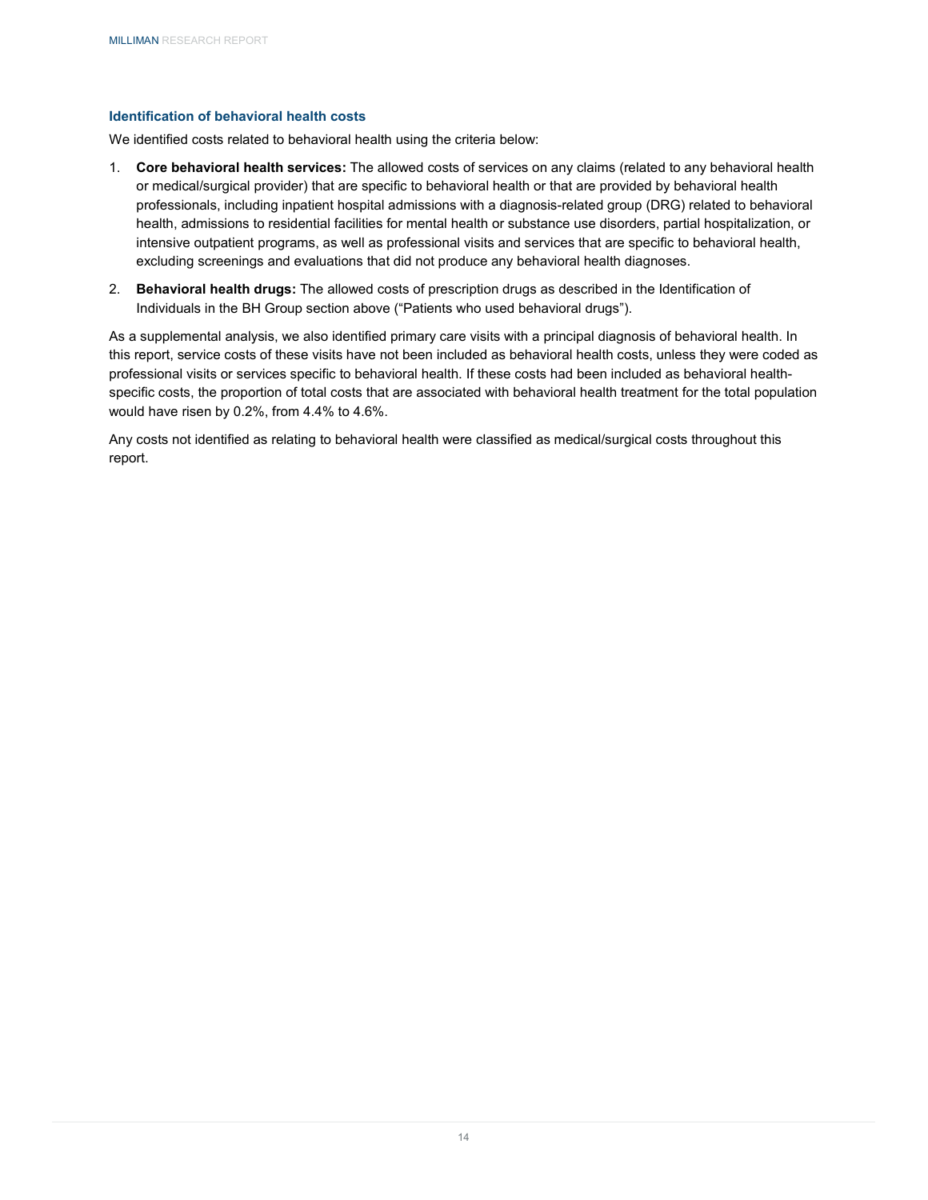### Identification of behavioral health costs

We identified costs related to behavioral health using the criteria below:

1. **Core behavioral health services:** The allowed costs of services on any claims (related to any behavioral health or medical/surgical provider) that are specific to behavioral health or that are provided by behavioral health professionals, including inpatient hospital admissions with a diagnosis-related group (DRG) related to behavioral health, admissions to residential facilities for mental health or substance use disorders, partial hospitalization, or intensive outpatient programs, as well as professional visits and services that are specific to behavioral health, excluding screenings and evaluations that did not produce any behavioral health diagnoses.

2. **Behavioral health drugs:** The allowed costs of prescription drugs as described in the Identification of Individuals in the BH Group section above ("Patients who used behavioral drugs").

As a supplemental analysis, we also identified primary care visits with a principal diagnosis of behavioral health. In this report, service costs of these visits have not been included as behavioral health costs, unless they were coded as professional visits or services specific to behavioral health. If these costs had been included as behavioral health-specific costs, the proportion of total costs that are associated with behavioral health treatment for the total population would have risen by 0.2%, from 4.4% to 4.6%.

Any costs not identified as relating to behavioral health were classified as medical/surgical costs throughout this report.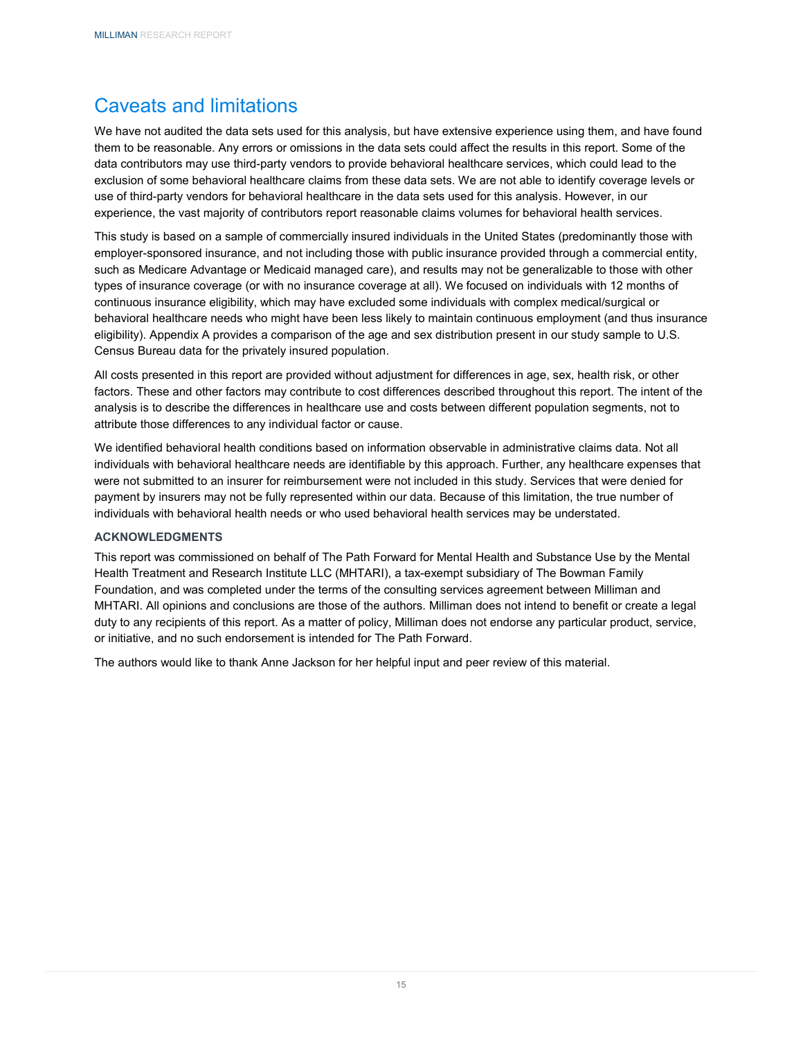## Caveats and limitations

We have not audited the data sets used for this analysis, but have extensive experience using them, and have found them to be reasonable. Any errors or omissions in the data sets could affect the results in this report. Some of the data contributors may use third-party vendors to provide behavioral healthcare services, which could lead to the exclusion of some behavioral healthcare claims from these data sets. We are not able to identify coverage levels or use of third-party vendors for behavioral healthcare in the data sets used for this analysis. However, in our experience, the vast majority of contributors report reasonable claims volumes for behavioral health services.

This study is based on a sample of commercially insured individuals in the United States (predominantly those with employer-sponsored insurance, and not including those with public insurance provided through a commercial entity, such as Medicare Advantage or Medicaid managed care), and results may not be generalizable to those with other types of insurance coverage (or with no insurance coverage at all). We focused on individuals with 12 months of continuous insurance eligibility, which may have excluded some individuals with complex medical/surgical or behavioral healthcare needs who might have been less likely to maintain continuous employment (and thus insurance eligibility). Appendix A provides a comparison of the age and sex distribution present in our study sample to U.S. Census Bureau data for the privately insured population.

All costs presented in this report are provided without adjustment for differences in age, sex, health risk, or other factors. These and other factors may contribute to cost differences described throughout this report. The intent of the analysis is to describe the differences in healthcare use and costs between different population segments, not to attribute those differences to any individual factor or cause.

We identified behavioral health conditions based on information observable in administrative claims data. Not all individuals with behavioral healthcare needs are identifiable by this approach. Further, any healthcare expenses that were not submitted to an insurer for reimbursement were not included in this study. Services that were denied for payment by insurers may not be fully represented within our data. Because of this limitation, the true number of individuals with behavioral health needs or who used behavioral health services may be understated.

### ACKNOWLEDGMENTS

This report was commissioned on behalf of The Path Forward for Mental Health and Substance Use by the Mental Health Treatment and Research Institute LLC (MHTARI), a tax-exempt subsidiary of The Bowman Family Foundation, and was completed under the terms of the consulting services agreement between Milliman and MHTARI. All opinions and conclusions are those of the authors. Milliman does not intend to benefit or create a legal duty to any recipients of this report. As a matter of policy, Milliman does not endorse any particular product, service, or initiative, and no such endorsement is intended for The Path Forward.

The authors would like to thank Anne Jackson for her helpful input and peer review of this material.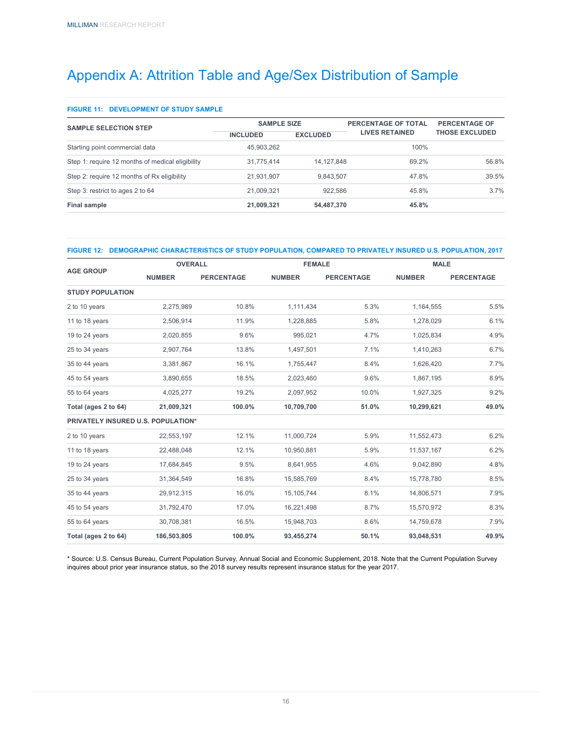# Appendix A: Attrition Table and Age/Sex Distribution of Sample

**FIGURE 11: DEVELOPMENT OF STUDY SAMPLE**

| SAMPLE SELECTION STEP | SAMPLE SIZE | | PERCENTAGE OF TOTAL LIVES RETAINED | PERCENTAGE OF THOSE EXCLUDED |
|---|---|---|---|---|
| | INCLUDED | EXCLUDED | | |
| Starting point commercial data | 45,903,262 | | 100% | |
| Step 1: require 12 months of medical eligibility | 31,775,414 | 14,127,848 | 69.2% | 56.8% |
| Step 2: require 12 months of Rx eligibility | 21,931,907 | 9,843,507 | 47.8% | 39.5% |
| Step 3: restrict to ages 2 to 64 | 21,009,321 | 922,586 | 45.8% | 3.7% |
| **Final sample** | **21,009,321** | **54,487,370** | **45.8%** | |

**FIGURE 12: DEMOGRAPHIC CHARACTERISTICS OF STUDY POPULATION, COMPARED TO PRIVATELY INSURED U.S. POPULATION, 2017**

| AGE GROUP | OVERALL | | FEMALE | | MALE | |
|---|---|---|---|---|---|---|
| | NUMBER | PERCENTAGE | NUMBER | PERCENTAGE | NUMBER | PERCENTAGE |
| **STUDY POPULATION** | | | | | | |
| 2 to 10 years | 2,275,989 | 10.8% | 1,111,434 | 5.3% | 1,164,555 | 5.5% |
| 11 to 18 years | 2,506,914 | 11.9% | 1,228,885 | 5.8% | 1,278,029 | 6.1% |
| 19 to 24 years | 2,020,855 | 9.6% | 995,021 | 4.7% | 1,025,834 | 4.9% |
| 25 to 34 years | 2,907,764 | 13.8% | 1,497,501 | 7.1% | 1,410,263 | 6.7% |
| 35 to 44 years | 3,381,867 | 16.1% | 1,755,447 | 8.4% | 1,626,420 | 7.7% |
| 45 to 54 years | 3,890,655 | 18.5% | 2,023,460 | 9.6% | 1,867,195 | 8.9% |
| 55 to 64 years | 4,025,277 | 19.2% | 2,097,952 | 10.0% | 1,927,325 | 9.2% |
| **Total (ages 2 to 64)** | **21,009,321** | **100.0%** | **10,709,700** | **51.0%** | **10,299,621** | **49.0%** |
| **PRIVATELY INSURED U.S. POPULATION*** | | | | | | |
| 2 to 10 years | 22,553,197 | 12.1% | 11,000,724 | 5.9% | 11,552,473 | 6.2% |
| 11 to 18 years | 22,488,048 | 12.1% | 10,950,881 | 5.9% | 11,537,167 | 6.2% |
| 19 to 24 years | 17,684,845 | 9.5% | 8,641,955 | 4.6% | 9,042,890 | 4.8% |
| 25 to 34 years | 31,364,549 | 16.8% | 15,585,769 | 8.4% | 15,778,780 | 8.5% |
| 35 to 44 years | 29,912,315 | 16.0% | 15,105,744 | 8.1% | 14,806,571 | 7.9% |
| 45 to 54 years | 31,792,470 | 17.0% | 16,221,498 | 8.7% | 15,570,972 | 8.3% |
| 55 to 64 years | 30,708,381 | 16.5% | 15,948,703 | 8.6% | 14,759,678 | 7.9% |
| **Total (ages 2 to 64)** | **186,503,805** | **100.0%** | **93,455,274** | **50.1%** | **93,048,531** | **49.9%** |

* Source: U.S. Census Bureau, Current Population Survey, Annual Social and Economic Supplement, 2018. Note that the Current Population Survey inquires about prior year insurance status, so the 2018 survey results represent insurance status for the year 2017.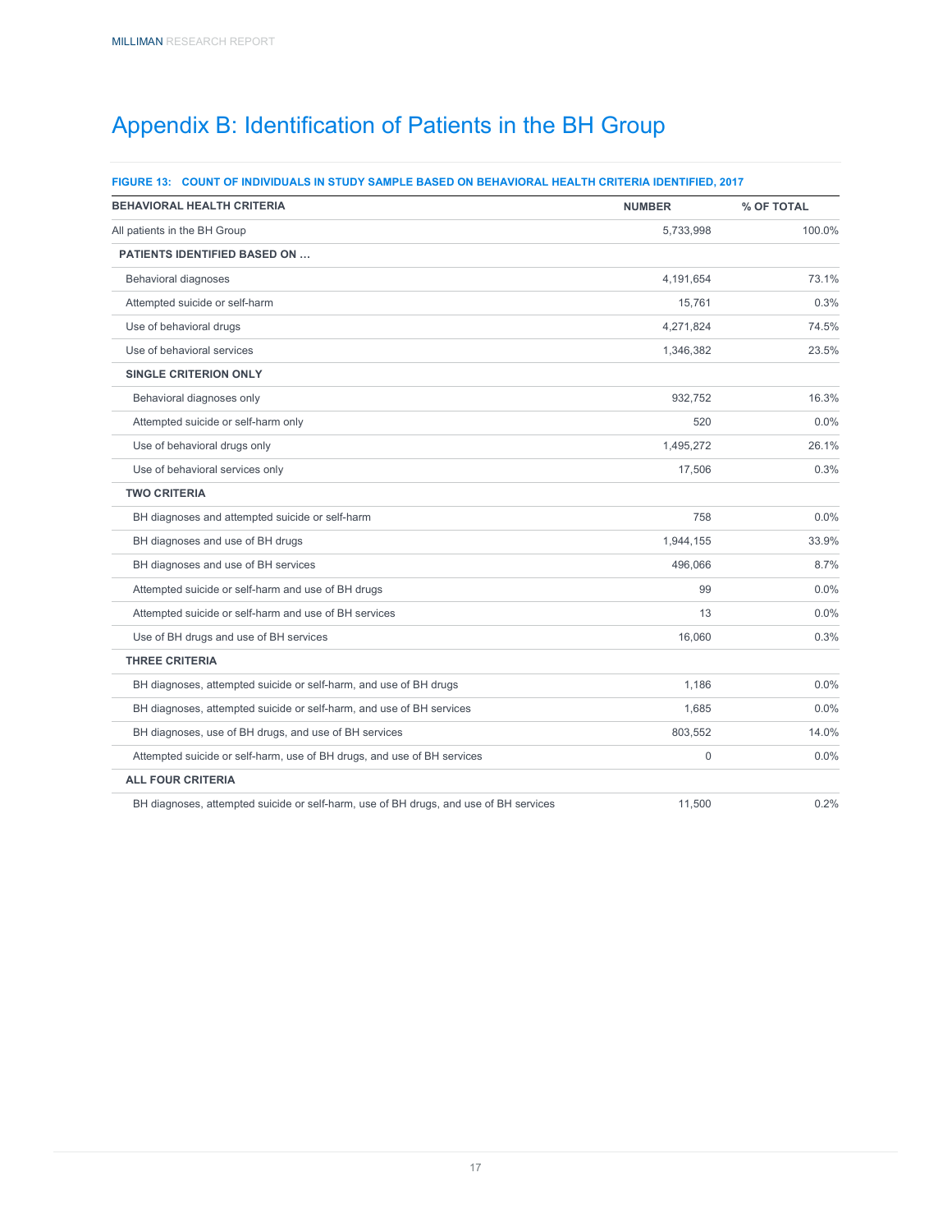# Appendix B: Identification of Patients in the BH Group

**FIGURE 13: COUNT OF INDIVIDUALS IN STUDY SAMPLE BASED ON BEHAVIORAL HEALTH CRITERIA IDENTIFIED, 2017**

| BEHAVIORAL HEALTH CRITERIA | NUMBER | % OF TOTAL |
|---|---|---|
| All patients in the BH Group | 5,733,998 | 100.0% |
| **PATIENTS IDENTIFIED BASED ON …** | | |
| Behavioral diagnoses | 4,191,654 | 73.1% |
| Attempted suicide or self-harm | 15,761 | 0.3% |
| Use of behavioral drugs | 4,271,824 | 74.5% |
| Use of behavioral services | 1,346,382 | 23.5% |
| **SINGLE CRITERION ONLY** | | |
| Behavioral diagnoses only | 932,752 | 16.3% |
| Attempted suicide or self-harm only | 520 | 0.0% |
| Use of behavioral drugs only | 1,495,272 | 26.1% |
| Use of behavioral services only | 17,506 | 0.3% |
| **TWO CRITERIA** | | |
| BH diagnoses and attempted suicide or self-harm | 758 | 0.0% |
| BH diagnoses and use of BH drugs | 1,944,155 | 33.9% |
| BH diagnoses and use of BH services | 496,066 | 8.7% |
| Attempted suicide or self-harm and use of BH drugs | 99 | 0.0% |
| Attempted suicide or self-harm and use of BH services | 13 | 0.0% |
| Use of BH drugs and use of BH services | 16,060 | 0.3% |
| **THREE CRITERIA** | | |
| BH diagnoses, attempted suicide or self-harm, and use of BH drugs | 1,186 | 0.0% |
| BH diagnoses, attempted suicide or self-harm, and use of BH services | 1,685 | 0.0% |
| BH diagnoses, use of BH drugs, and use of BH services | 803,552 | 14.0% |
| Attempted suicide or self-harm, use of BH drugs, and use of BH services | 0 | 0.0% |
| **ALL FOUR CRITERIA** | | |
| BH diagnoses, attempted suicide or self-harm, use of BH drugs, and use of BH services | 11,500 | 0.2% |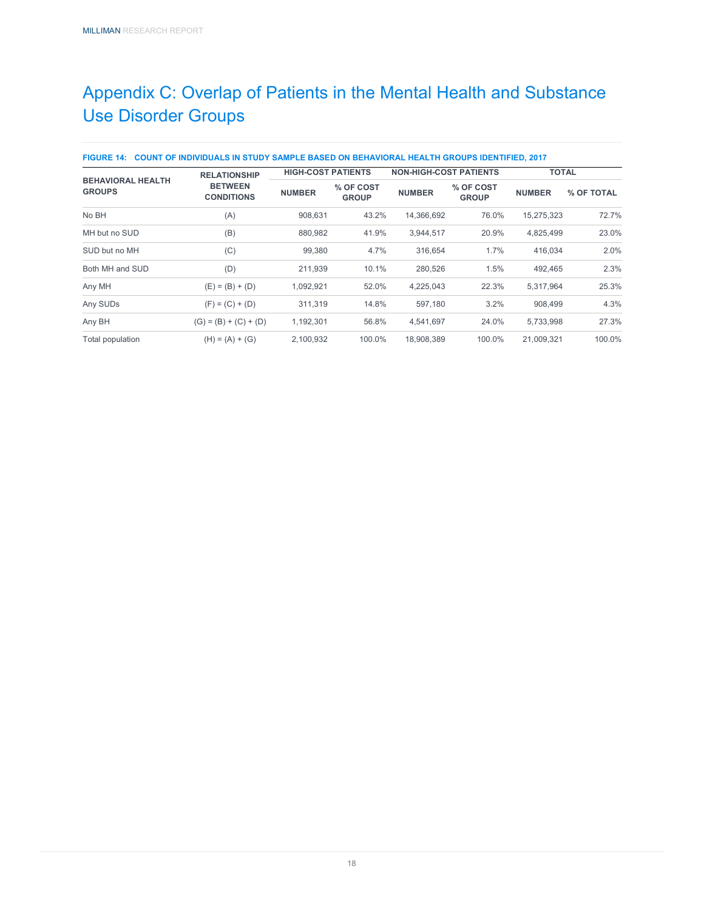# Appendix C: Overlap of Patients in the Mental Health and Substance Use Disorder Groups

**FIGURE 14: COUNT OF INDIVIDUALS IN STUDY SAMPLE BASED ON BEHAVIORAL HEALTH GROUPS IDENTIFIED, 2017**

| BEHAVIORAL HEALTH GROUPS | RELATIONSHIP BETWEEN CONDITIONS | HIGH-COST PATIENTS | | NON-HIGH-COST PATIENTS | | TOTAL | |
|---|---|---|---|---|---|---|---|
| | | NUMBER | % OF COST GROUP | NUMBER | % OF COST GROUP | NUMBER | % OF TOTAL |
| No BH | (A) | 908,631 | 43.2% | 14,366,692 | 76.0% | 15,275,323 | 72.7% |
| MH but no SUD | (B) | 880,982 | 41.9% | 3,944,517 | 20.9% | 4,825,499 | 23.0% |
| SUD but no MH | (C) | 99,380 | 4.7% | 316,654 | 1.7% | 416,034 | 2.0% |
| Both MH and SUD | (D) | 211,939 | 10.1% | 280,526 | 1.5% | 492,465 | 2.3% |
| Any MH | (E) = (B) + (D) | 1,092,921 | 52.0% | 4,225,043 | 22.3% | 5,317,964 | 25.3% |
| Any SUDs | (F) = (C) + (D) | 311,319 | 14.8% | 597,180 | 3.2% | 908,499 | 4.3% |
| Any BH | (G) = (B) + (C) + (D) | 1,192,301 | 56.8% | 4,541,697 | 24.0% | 5,733,998 | 27.3% |
| Total population | (H) = (A) + (G) | 2,100,932 | 100.0% | 18,908,389 | 100.0% | 21,009,321 | 100.0% |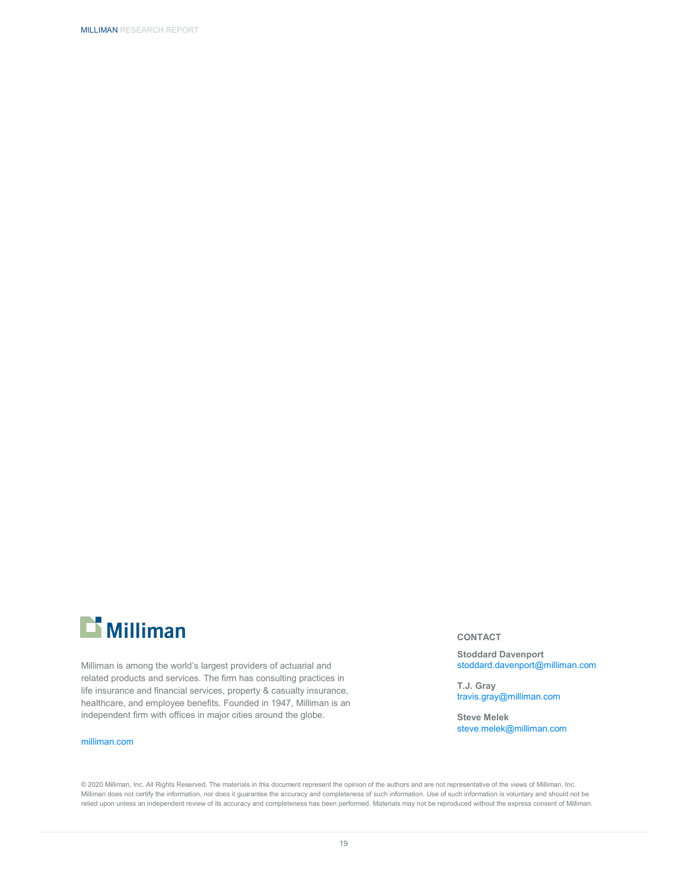Milliman

Milliman is among the world's largest providers of actuarial and related products and services. The firm has consulting practices in life insurance and financial services, property & casualty insurance, healthcare, and employee benefits. Founded in 1947, Milliman is an independent firm with offices in major cities around the globe.

milliman.com

**CONTACT**

**Stoddard Davenport**
stoddard.davenport@milliman.com

**T.J. Gray**
travis.gray@milliman.com

**Steve Melek**
steve.melek@milliman.com

© 2020 Milliman, Inc. All Rights Reserved. The materials in this document represent the opinion of the authors and are not representative of the views of Milliman, Inc. Milliman does not certify the information, nor does it guarantee the accuracy and completeness of such information. Use of such information is voluntary and should not be relied upon unless an independent review of its accuracy and completeness has been performed. Materials may not be reproduced without the express consent of Milliman.